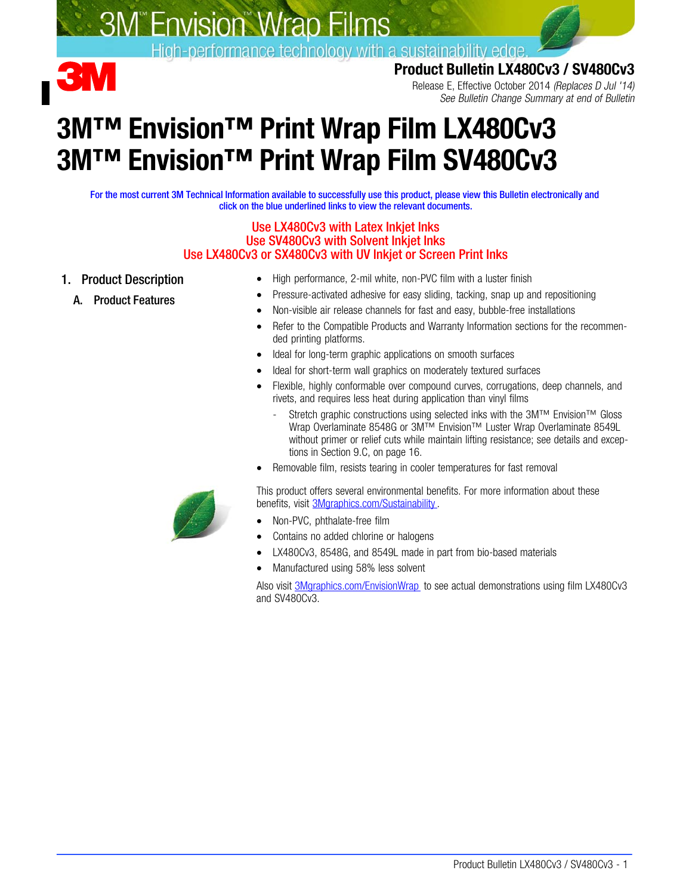3M™ Envision™ Wrap Films

High-performance technology with a sustainability edge.

**Product Bulletin LX480Cv3 / SV480Cv3**

Release E, Effective October 2014 *(Replaces D Jul '14)*
*See Bulletin Change Summary at end of Bulletin*

# 3M™ Envision™ Print Wrap Film LX480Cv3
# 3M™ Envision™ Print Wrap Film SV480Cv3

For the most current 3M Technical Information available to successfully use this product, please view this Bulletin electronically and click on the blue underlined links to view the relevant documents.

Use LX480Cv3 with Latex Inkjet Inks
Use SV480Cv3 with Solvent Inkjet Inks
Use LX480Cv3 or SX480Cv3 with UV Inkjet or Screen Print Inks

## 1. Product Description

### A. Product Features

- High performance, 2-mil white, non-PVC film with a luster finish
- Pressure-activated adhesive for easy sliding, tacking, snap up and repositioning
- Non-visible air release channels for fast and easy, bubble-free installations
- Refer to the Compatible Products and Warranty Information sections for the recommended printing platforms.
- Ideal for long-term graphic applications on smooth surfaces
- Ideal for short-term wall graphics on moderately textured surfaces
- Flexible, highly conformable over compound curves, corrugations, deep channels, and rivets, and requires less heat during application than vinyl films
  - Stretch graphic constructions using selected inks with the 3M™ Envision™ Gloss Wrap Overlaminate 8548G or 3M™ Envision™ Luster Wrap Overlaminate 8549L without primer or relief cuts while maintain lifting resistance; see details and exceptions in Section 9.C, on page 16.
- Removable film, resists tearing in cooler temperatures for fast removal

This product offers several environmental benefits. For more information about these benefits, visit 3Mgraphics.com/Sustainability.

- Non-PVC, phthalate-free film
- Contains no added chlorine or halogens
- LX480Cv3, 8548G, and 8549L made in part from bio-based materials
- Manufactured using 58% less solvent

Also visit 3Mgraphics.com/EnvisionWrap to see actual demonstrations using film LX480Cv3 and SV480Cv3.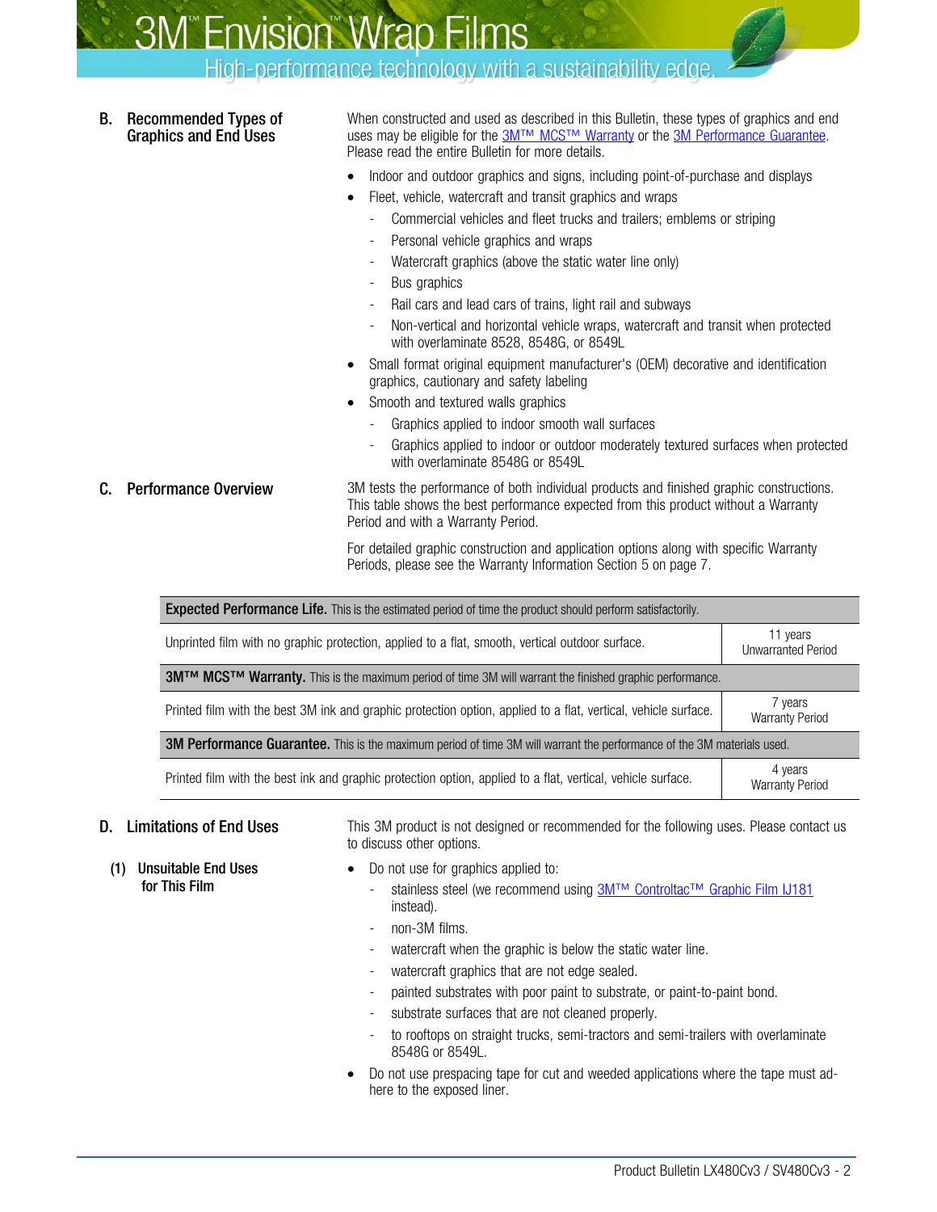## B. Recommended Types of Graphics and End Uses

When constructed and used as described in this Bulletin, these types of graphics and end uses may be eligible for the 3M™ MCS™ Warranty or the 3M Performance Guarantee. Please read the entire Bulletin for more details.

- Indoor and outdoor graphics and signs, including point-of-purchase and displays
- Fleet, vehicle, watercraft and transit graphics and wraps
  - Commercial vehicles and fleet trucks and trailers; emblems or striping
  - Personal vehicle graphics and wraps
  - Watercraft graphics (above the static water line only)
  - Bus graphics
  - Rail cars and lead cars of trains, light rail and subways
  - Non-vertical and horizontal vehicle wraps, watercraft and transit when protected with overlaminate 8528, 8548G, or 8549L
- Small format original equipment manufacturer's (OEM) decorative and identification graphics, cautionary and safety labeling
- Smooth and textured walls graphics
  - Graphics applied to indoor smooth wall surfaces
  - Graphics applied to indoor or outdoor moderately textured surfaces when protected with overlaminate 8548G or 8549L

## C. Performance Overview

3M tests the performance of both individual products and finished graphic constructions. This table shows the best performance expected from this product without a Warranty Period and with a Warranty Period.

For detailed graphic construction and application options along with specific Warranty Periods, please see the Warranty Information Section 5 on page 7.

| **Expected Performance Life.** This is the estimated period of time the product should perform satisfactorily. | |
|---|---|
| Unprinted film with no graphic protection, applied to a flat, smooth, vertical outdoor surface. | 11 years Unwarranted Period |
| **3M™ MCS™ Warranty.** This is the maximum period of time 3M will warrant the finished graphic performance. | |
| Printed film with the best 3M ink and graphic protection option, applied to a flat, vertical, vehicle surface. | 7 years Warranty Period |
| **3M Performance Guarantee.** This is the maximum period of time 3M will warrant the performance of the 3M materials used. | |
| Printed film with the best ink and graphic protection option, applied to a flat, vertical, vehicle surface. | 4 years Warranty Period |

## D. Limitations of End Uses

This 3M product is not designed or recommended for the following uses. Please contact us to discuss other options.

### (1) Unsuitable End Uses for This Film

- Do not use for graphics applied to:
  - stainless steel (we recommend using 3M™ Controltac™ Graphic Film IJ181 instead).
  - non-3M films.
  - watercraft when the graphic is below the static water line.
  - watercraft graphics that are not edge sealed.
  - painted substrates with poor paint to substrate, or paint-to-paint bond.
  - substrate surfaces that are not cleaned properly.
  - to rooftops on straight trucks, semi-tractors and semi-trailers with overlaminate 8548G or 8549L.
- Do not use prespacing tape for cut and weeded applications where the tape must adhere to the exposed liner.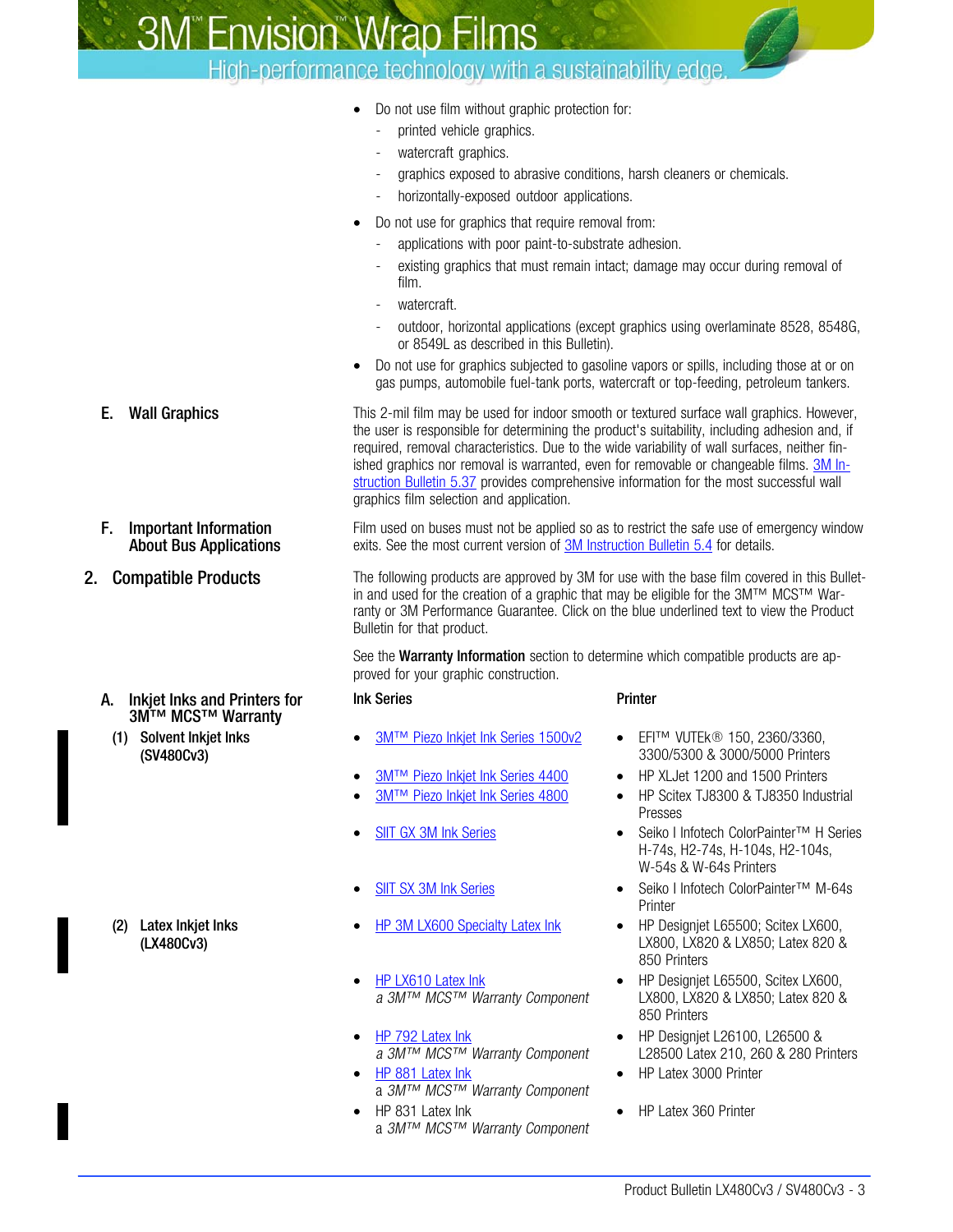- Do not use film without graphic protection for:
  - printed vehicle graphics.
  - watercraft graphics.
  - graphics exposed to abrasive conditions, harsh cleaners or chemicals.
  - horizontally-exposed outdoor applications.
- Do not use for graphics that require removal from:
  - applications with poor paint-to-substrate adhesion.
  - existing graphics that must remain intact; damage may occur during removal of film.
  - watercraft.
  - outdoor, horizontal applications (except graphics using overlaminate 8528, 8548G, or 8549L as described in this Bulletin).
- Do not use for graphics subjected to gasoline vapors or spills, including those at or on gas pumps, automobile fuel-tank ports, watercraft or top-feeding, petroleum tankers.

### E. Wall Graphics

This 2-mil film may be used for indoor smooth or textured surface wall graphics. However, the user is responsible for determining the product's suitability, including adhesion and, if required, removal characteristics. Due to the wide variability of wall surfaces, neither finished graphics nor removal is warranted, even for removable or changeable films. 3M Instruction Bulletin 5.37 provides comprehensive information for the most successful wall graphics film selection and application.

### F. Important Information About Bus Applications

Film used on buses must not be applied so as to restrict the safe use of emergency window exits. See the most current version of 3M Instruction Bulletin 5.4 for details.

## 2. Compatible Products

The following products are approved by 3M for use with the base film covered in this Bulletin and used for the creation of a graphic that may be eligible for the 3M™ MCS™ Warranty or 3M Performance Guarantee. Click on the blue underlined text to view the Product Bulletin for that product.

See the **Warranty Information** section to determine which compatible products are approved for your graphic construction.

### A. Inkjet Inks and Printers for 3M™ MCS™ Warranty

| | Ink Series | Printer |
|---|---|---|
| **(1) Solvent Inkjet Inks (SV480Cv3)** | 3M™ Piezo Inkjet Ink Series 1500v2 | EFI™ VUTEk® 150, 2360/3360, 3300/5300 & 3000/5000 Printers |
| | 3M™ Piezo Inkjet Ink Series 4400 | HP XLJet 1200 and 1500 Printers |
| | 3M™ Piezo Inkjet Ink Series 4800 | HP Scitex TJ8300 & TJ8350 Industrial Presses |
| | SIIT GX 3M Ink Series | Seiko I Infotech ColorPainter™ H Series H-74s, H2-74s, H-104s, H2-104s, W-54s & W-64s Printers |
| | SIIT SX 3M Ink Series | Seiko I Infotech ColorPainter™ M-64s Printer |
| **(2) Latex Inkjet Inks (LX480Cv3)** | HP 3M LX600 Specialty Latex Ink | HP Designjet L65500; Scitex LX600, LX800, LX820 & LX850; Latex 820 & 850 Printers |
| | HP LX610 Latex Ink *a 3M™ MCS™ Warranty Component* | HP Designjet L65500, Scitex LX600, LX800, LX820 & LX850; Latex 820 & 850 Printers |
| | HP 792 Latex Ink *a 3M™ MCS™ Warranty Component* | HP Designjet L26100, L26500 & L28500 Latex 210, 260 & 280 Printers |
| | HP 881 Latex Ink a *3M™ MCS™ Warranty Component* | HP Latex 3000 Printer |
| | HP 831 Latex Ink a *3M™ MCS™ Warranty Component* | HP Latex 360 Printer |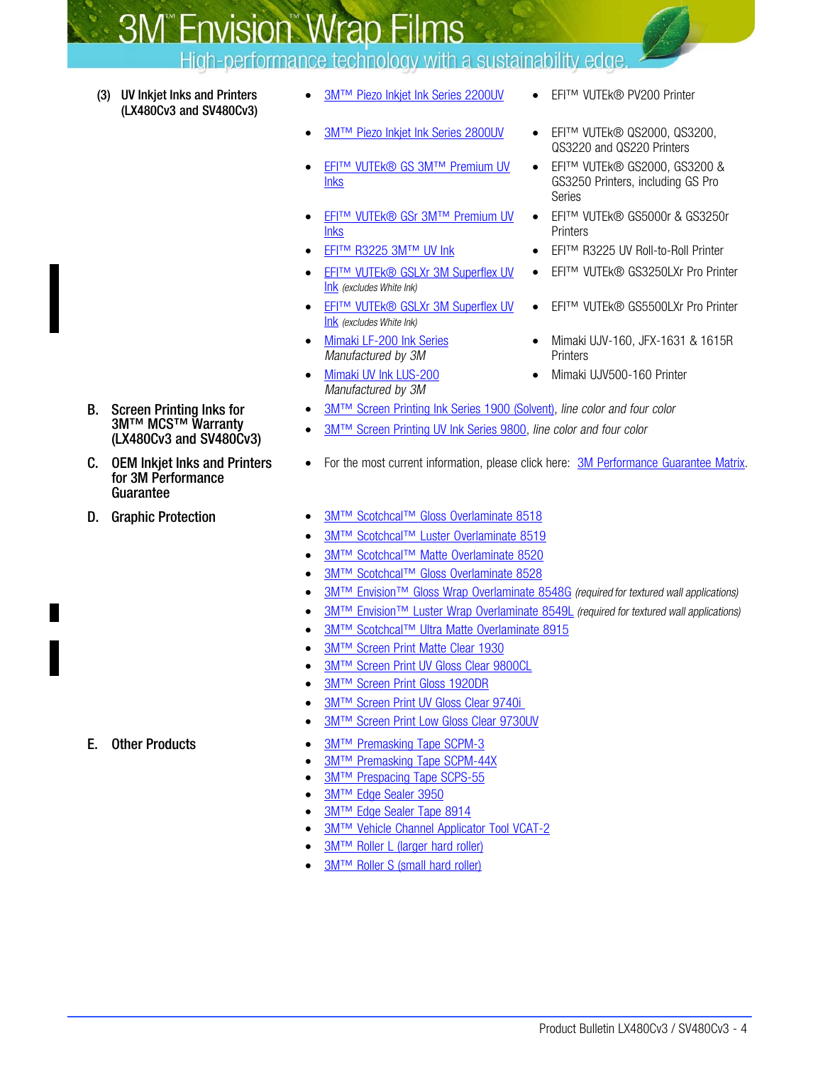(3) **UV Inkjet Inks and Printers (LX480Cv3 and SV480Cv3)**

| Inks | Printers |
|---|---|
| 3M™ Piezo Inkjet Ink Series 2200UV | EFI™ VUTEk® PV200 Printer |
| 3M™ Piezo Inkjet Ink Series 2800UV | EFI™ VUTEk® QS2000, QS3200, QS3220 and QS220 Printers |
| EFI™ VUTEk® GS 3M™ Premium UV Inks | EFI™ VUTEk® GS2000, GS3200 & GS3250 Printers, including GS Pro Series |
| EFI™ VUTEk® GSr 3M™ Premium UV Inks | EFI™ VUTEk® GS5000r & GS3250r Printers |
| EFI™ R3225 3M™ UV Ink | EFI™ R3225 UV Roll-to-Roll Printer |
| EFI™ VUTEk® GSLXr 3M Superflex UV Ink *(excludes White Ink)* | EFI™ VUTEk® GS3250LXr Pro Printer |
| EFI™ VUTEk® GSLXr 3M Superflex UV Ink *(excludes White Ink)* | EFI™ VUTEk® GS5500LXr Pro Printer |
| Mimaki LF-200 Ink Series *Manufactured by 3M* | Mimaki UJV-160, JFX-1631 & 1615R Printers |
| Mimaki UV Ink LUS-200 *Manufactured by 3M* | Mimaki UJV500-160 Printer |

**B. Screen Printing Inks for 3M™ MCS™ Warranty (LX480Cv3 and SV480Cv3)**

- 3M™ Screen Printing Ink Series 1900 (Solvent), *line color and four color*
- 3M™ Screen Printing UV Ink Series 9800, *line color and four color*

**C. OEM Inkjet Inks and Printers for 3M Performance Guarantee**

- For the most current information, please click here: 3M Performance Guarantee Matrix.

**D. Graphic Protection**

- 3M™ Scotchcal™ Gloss Overlaminate 8518
- 3M™ Scotchcal™ Luster Overlaminate 8519
- 3M™ Scotchcal™ Matte Overlaminate 8520
- 3M™ Scotchcal™ Gloss Overlaminate 8528
- 3M™ Envision™ Gloss Wrap Overlaminate 8548G *(required for textured wall applications)*
- 3M™ Envision™ Luster Wrap Overlaminate 8549L *(required for textured wall applications)*
- 3M™ Scotchcal™ Ultra Matte Overlaminate 8915
- 3M™ Screen Print Matte Clear 1930
- 3M™ Screen Print UV Gloss Clear 9800CL
- 3M™ Screen Print Gloss 1920DR
- 3M™ Screen Print UV Gloss Clear 9740i
- 3M™ Screen Print Low Gloss Clear 9730UV

**E. Other Products**

- 3M™ Premasking Tape SCPM-3
- 3M™ Premasking Tape SCPM-44X
- 3M™ Prespacing Tape SCPS-55
- 3M™ Edge Sealer 3950
- 3M™ Edge Sealer Tape 8914
- 3M™ Vehicle Channel Applicator Tool VCAT-2
- 3M™ Roller L (larger hard roller)
- 3M™ Roller S (small hard roller)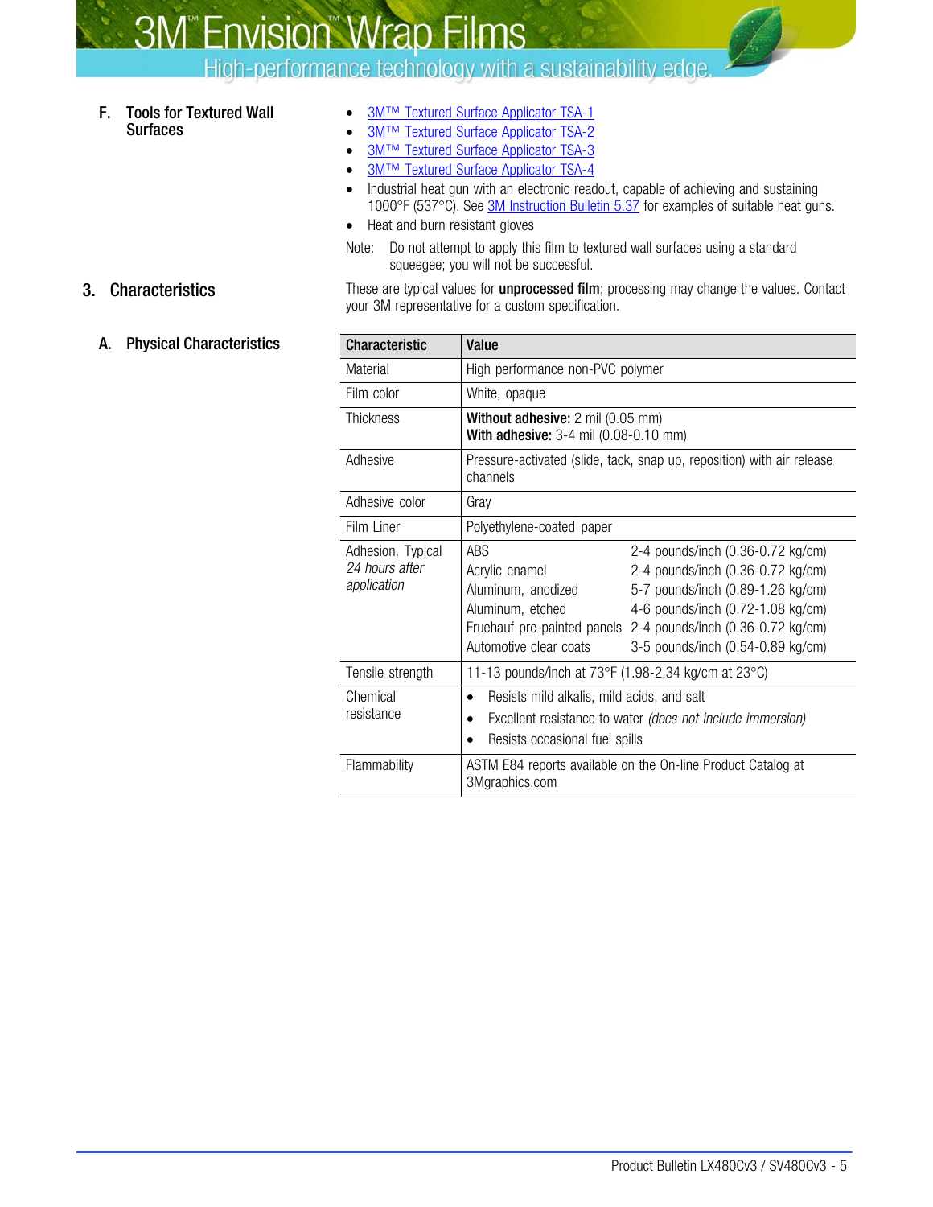### F. Tools for Textured Wall Surfaces

- 3M™ Textured Surface Applicator TSA-1
- 3M™ Textured Surface Applicator TSA-2
- 3M™ Textured Surface Applicator TSA-3
- 3M™ Textured Surface Applicator TSA-4
- Industrial heat gun with an electronic readout, capable of achieving and sustaining 1000°F (537°C). See 3M Instruction Bulletin 5.37 for examples of suitable heat guns.
- Heat and burn resistant gloves

Note: Do not attempt to apply this film to textured wall surfaces using a standard squeegee; you will not be successful.

## 3. Characteristics

These are typical values for **unprocessed film**; processing may change the values. Contact your 3M representative for a custom specification.

### A. Physical Characteristics

| Characteristic | Value | |
|---|---|---|
| Material | High performance non-PVC polymer | |
| Film color | White, opaque | |
| Thickness | **Without adhesive:** 2 mil (0.05 mm)<br>**With adhesive:** 3-4 mil (0.08-0.10 mm) | |
| Adhesive | Pressure-activated (slide, tack, snap up, reposition) with air release channels | |
| Adhesive color | Gray | |
| Film Liner | Polyethylene-coated paper | |
| Adhesion, Typical *24 hours after application* | ABS | 2-4 pounds/inch (0.36-0.72 kg/cm) |
| | Acrylic enamel | 2-4 pounds/inch (0.36-0.72 kg/cm) |
| | Aluminum, anodized | 5-7 pounds/inch (0.89-1.26 kg/cm) |
| | Aluminum, etched | 4-6 pounds/inch (0.72-1.08 kg/cm) |
| | Fruehauf pre-painted panels | 2-4 pounds/inch (0.36-0.72 kg/cm) |
| | Automotive clear coats | 3-5 pounds/inch (0.54-0.89 kg/cm) |
| Tensile strength | 11-13 pounds/inch at 73°F (1.98-2.34 kg/cm at 23°C) | |
| Chemical resistance | • Resists mild alkalis, mild acids, and salt<br>• Excellent resistance to water *(does not include immersion)*<br>• Resists occasional fuel spills | |
| Flammability | ASTM E84 reports available on the On-line Product Catalog at 3Mgraphics.com | |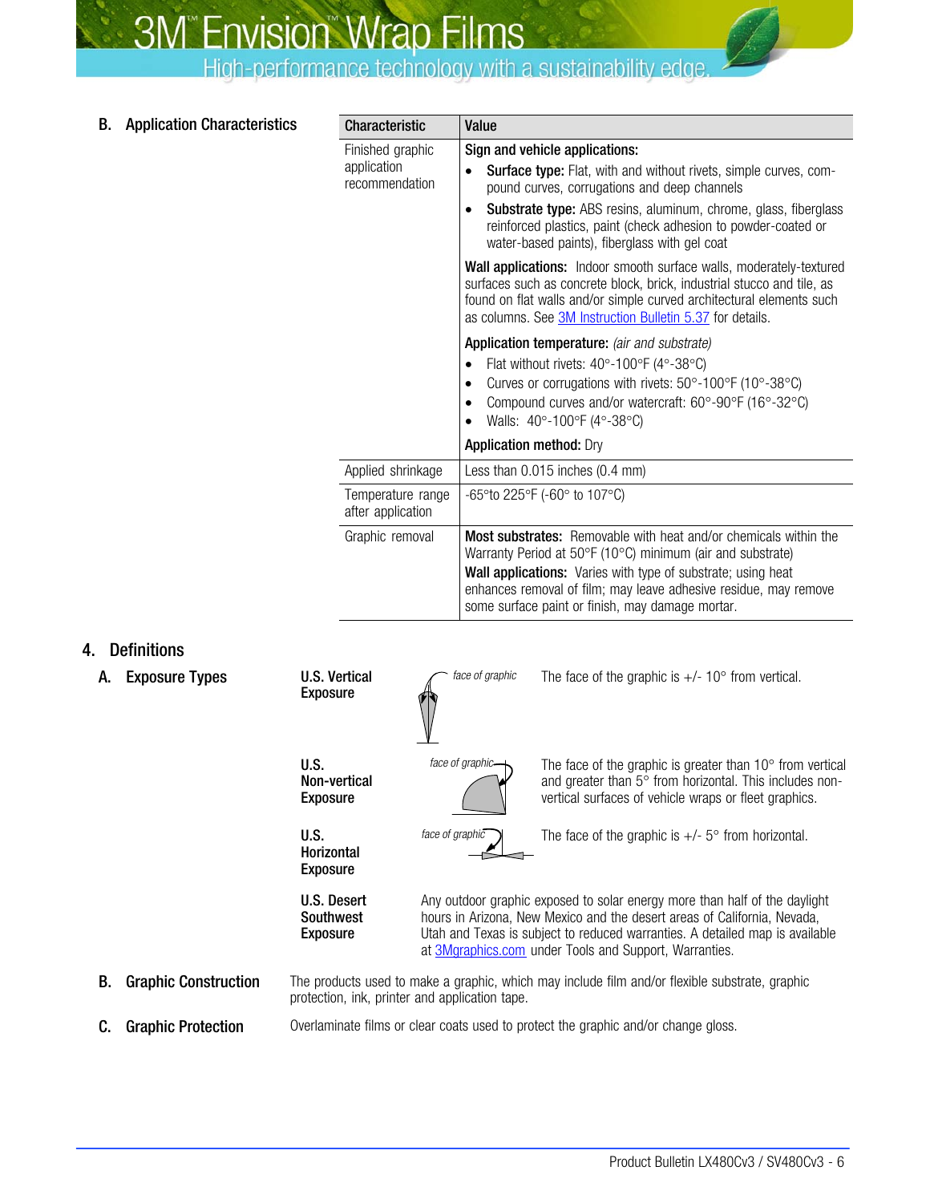### B. Application Characteristics

| Characteristic | Value |
|---|---|
| Finished graphic application recommendation | **Sign and vehicle applications:**<br>• **Surface type:** Flat, with and without rivets, simple curves, compound curves, corrugations and deep channels<br>• **Substrate type:** ABS resins, aluminum, chrome, glass, fiberglass reinforced plastics, paint (check adhesion to powder-coated or water-based paints), fiberglass with gel coat<br>**Wall applications:** Indoor smooth surface walls, moderately-textured surfaces such as concrete block, brick, industrial stucco and tile, as found on flat walls and/or simple curved architectural elements such as columns. See [3M Instruction Bulletin 5.37](3M Instruction Bulletin 5.37) for details.<br>**Application temperature:** *(air and substrate)*<br>• Flat without rivets: 40°-100°F (4°-38°C)<br>• Curves or corrugations with rivets: 50°-100°F (10°-38°C)<br>• Compound curves and/or watercraft: 60°-90°F (16°-32°C)<br>• Walls: 40°-100°F (4°-38°C)<br>**Application method:** Dry |
| Applied shrinkage | Less than 0.015 inches (0.4 mm) |
| Temperature range after application | -65°to 225°F (-60° to 107°C) |
| Graphic removal | **Most substrates:** Removable with heat and/or chemicals within the Warranty Period at 50°F (10°C) minimum (air and substrate)<br>**Wall applications:** Varies with type of substrate; using heat enhances removal of film; may leave adhesive residue, may remove some surface paint or finish, may damage mortar. |

## 4. Definitions

### A. Exposure Types

**U.S. Vertical Exposure**

*face of graphic*

The face of the graphic is +/- 10° from vertical.

**U.S. Non-vertical Exposure**

*face of graphic*

The face of the graphic is greater than 10° from vertical and greater than 5° from horizontal. This includes non-vertical surfaces of vehicle wraps or fleet graphics.

**U.S. Horizontal Exposure**

*face of graphic*

The face of the graphic is +/- 5° from horizontal.

**U.S. Desert Southwest Exposure**

Any outdoor graphic exposed to solar energy more than half of the daylight hours in Arizona, New Mexico and the desert areas of California, Nevada, Utah and Texas is subject to reduced warranties. A detailed map is available at [3Mgraphics.com](3Mgraphics.com) under Tools and Support, Warranties.

### B. Graphic Construction

The products used to make a graphic, which may include film and/or flexible substrate, graphic protection, ink, printer and application tape.

### C. Graphic Protection

Overlaminate films or clear coats used to protect the graphic and/or change gloss.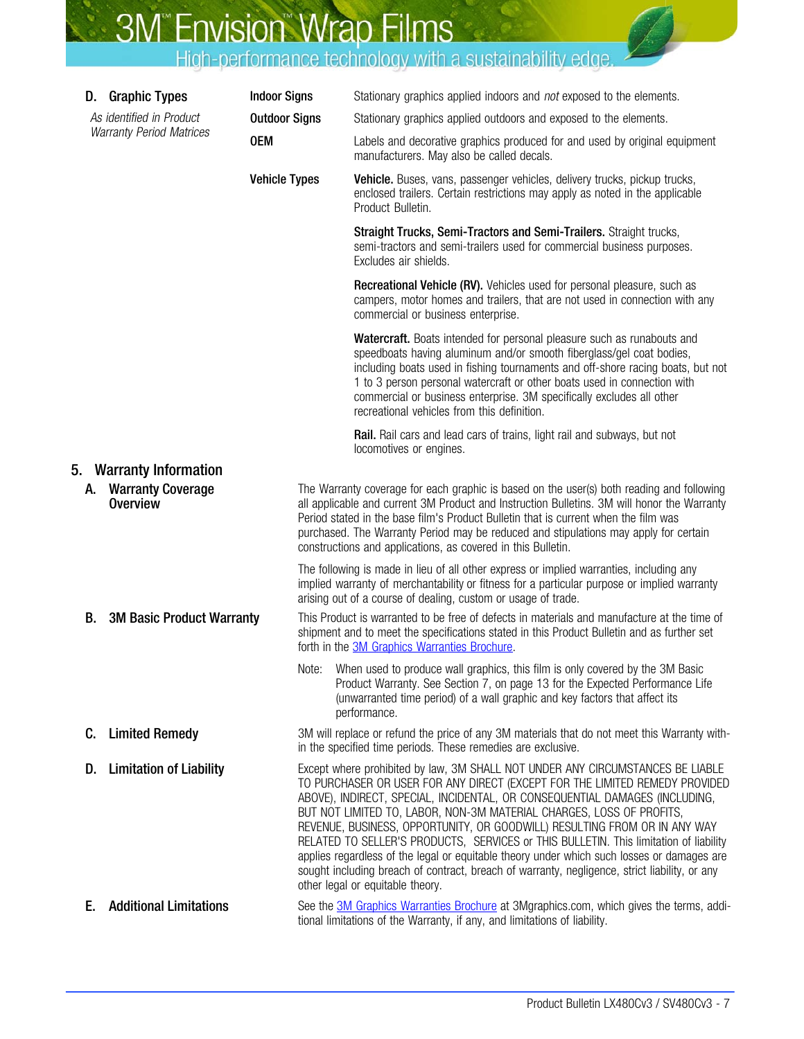### D. Graphic Types

*As identified in Product Warranty Period Matrices*

**Indoor Signs** — Stationary graphics applied indoors and *not* exposed to the elements.

**Outdoor Signs** — Stationary graphics applied outdoors and exposed to the elements.

**OEM** — Labels and decorative graphics produced for and used by original equipment manufacturers. May also be called decals.

**Vehicle Types**

**Vehicle.** Buses, vans, passenger vehicles, delivery trucks, pickup trucks, enclosed trailers. Certain restrictions may apply as noted in the applicable Product Bulletin.

**Straight Trucks, Semi-Tractors and Semi-Trailers.** Straight trucks, semi-tractors and semi-trailers used for commercial business purposes. Excludes air shields.

**Recreational Vehicle (RV).** Vehicles used for personal pleasure, such as campers, motor homes and trailers, that are not used in connection with any commercial or business enterprise.

**Watercraft.** Boats intended for personal pleasure such as runabouts and speedboats having aluminum and/or smooth fiberglass/gel coat bodies, including boats used in fishing tournaments and off-shore racing boats, but not 1 to 3 person personal watercraft or other boats used in connection with commercial or business enterprise. 3M specifically excludes all other recreational vehicles from this definition.

**Rail.** Rail cars and lead cars of trains, light rail and subways, but not locomotives or engines.

## 5. Warranty Information

### A. Warranty Coverage Overview

The Warranty coverage for each graphic is based on the user(s) both reading and following all applicable and current 3M Product and Instruction Bulletins. 3M will honor the Warranty Period stated in the base film's Product Bulletin that is current when the film was purchased. The Warranty Period may be reduced and stipulations may apply for certain constructions and applications, as covered in this Bulletin.

The following is made in lieu of all other express or implied warranties, including any implied warranty of merchantability or fitness for a particular purpose or implied warranty arising out of a course of dealing, custom or usage of trade.

### B. 3M Basic Product Warranty

This Product is warranted to be free of defects in materials and manufacture at the time of shipment and to meet the specifications stated in this Product Bulletin and as further set forth in the 3M Graphics Warranties Brochure.

Note: When used to produce wall graphics, this film is only covered by the 3M Basic Product Warranty. See Section 7, on page 13 for the Expected Performance Life (unwarranted time period) of a wall graphic and key factors that affect its performance.

### C. Limited Remedy

3M will replace or refund the price of any 3M materials that do not meet this Warranty within the specified time periods. These remedies are exclusive.

### D. Limitation of Liability

Except where prohibited by law, 3M SHALL NOT UNDER ANY CIRCUMSTANCES BE LIABLE TO PURCHASER OR USER FOR ANY DIRECT (EXCEPT FOR THE LIMITED REMEDY PROVIDED ABOVE), INDIRECT, SPECIAL, INCIDENTAL, OR CONSEQUENTIAL DAMAGES (INCLUDING, BUT NOT LIMITED TO, LABOR, NON-3M MATERIAL CHARGES, LOSS OF PROFITS, REVENUE, BUSINESS, OPPORTUNITY, OR GOODWILL) RESULTING FROM OR IN ANY WAY RELATED TO SELLER'S PRODUCTS, SERVICES or THIS BULLETIN. This limitation of liability applies regardless of the legal or equitable theory under which such losses or damages are sought including breach of contract, breach of warranty, negligence, strict liability, or any other legal or equitable theory.

### E. Additional Limitations

See the 3M Graphics Warranties Brochure at 3Mgraphics.com, which gives the terms, additional limitations of the Warranty, if any, and limitations of liability.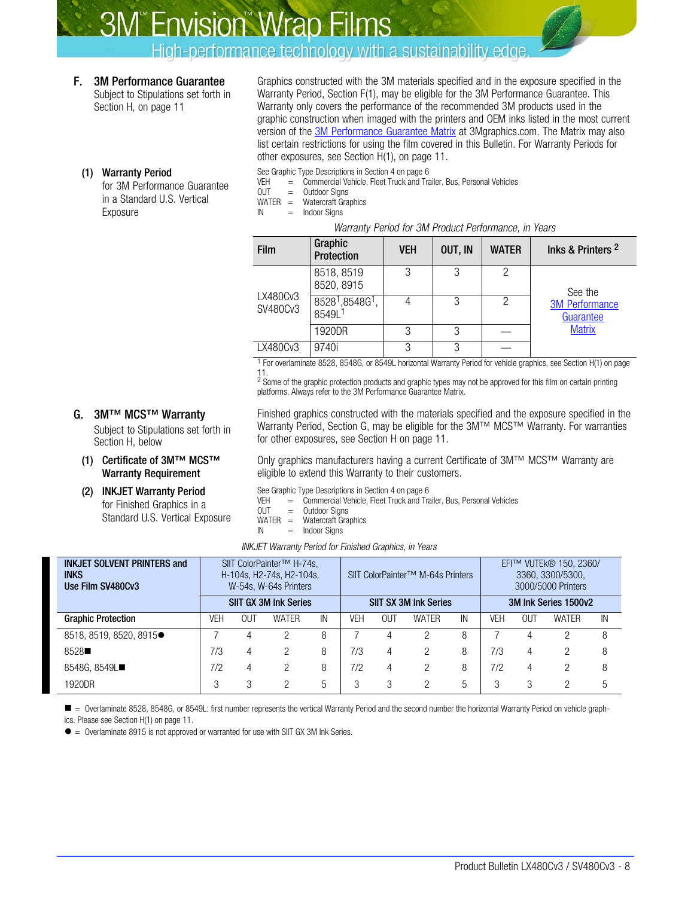## F. 3M Performance Guarantee

Subject to Stipulations set forth in Section H, on page 11

Graphics constructed with the 3M materials specified and in the exposure specified in the Warranty Period, Section F(1), may be eligible for the 3M Performance Guarantee. This Warranty only covers the performance of the recommended 3M products used in the graphic construction when imaged with the printers and OEM inks listed in the most current version of the 3M Performance Guarantee Matrix at 3Mgraphics.com. The Matrix may also list certain restrictions for using the film covered in this Bulletin. For Warranty Periods for other exposures, see Section H(1), on page 11.

### (1) Warranty Period for 3M Performance Guarantee in a Standard U.S. Vertical Exposure

See Graphic Type Descriptions in Section 4 on page 6

- VEH = Commercial Vehicle, Fleet Truck and Trailer, Bus, Personal Vehicles
- OUT = Outdoor Signs
- WATER = Watercraft Graphics
- IN = Indoor Signs

*Warranty Period for 3M Product Performance, in Years*

| Film | Graphic Protection | VEH | OUT, IN | WATER | Inks & Printers [2] |
|---|---|---|---|---|---|
| LX480Cv3 SV480Cv3 | 8518, 8519 8520, 8915 | 3 | 3 | 2 | See the 3M Performance Guarantee Matrix |
| | 8528[1], 8548G[1], 8549L[1] | 4 | 3 | 2 | |
| | 1920DR | 3 | 3 | — | |
| LX480Cv3 | 9740i | 3 | 3 | — | |

[1] For overlaminate 8528, 8548G, or 8549L horizontal Warranty Period for vehicle graphics, see Section H(1) on page 11.

[2] Some of the graphic protection products and graphic types may not be approved for this film on certain printing platforms. Always refer to the 3M Performance Guarantee Matrix.

## G. 3M™ MCS™ Warranty

Subject to Stipulations set forth in Section H, below

Finished graphics constructed with the materials specified and the exposure specified in the Warranty Period, Section G, may be eligible for the 3M™ MCS™ Warranty. For warranties for other exposures, see Section H on page 11.

### (1) Certificate of 3M™ MCS™ Warranty Requirement

Only graphics manufacturers having a current Certificate of 3M™ MCS™ Warranty are eligible to extend this Warranty to their customers.

### (2) INKJET Warranty Period for Finished Graphics in a Standard U.S. Vertical Exposure

See Graphic Type Descriptions in Section 4 on page 6

- VEH = Commercial Vehicle, Fleet Truck and Trailer, Bus, Personal Vehicles
- OUT = Outdoor Signs
- WATER = Watercraft Graphics
- IN = Indoor Signs

*INKJET Warranty Period for Finished Graphics, in Years*

| **INKJET SOLVENT PRINTERS and INKS Use Film SV480Cv3** | SIIT ColorPainter™ H-74s, H-104s, H2-74s, H2-104s, W-54s, W-64s Printers | | | | SIIT ColorPainter™ M-64s Printers | | | | EFI™ VUTEk® 150, 2360/ 3360, 3300/5300, 3000/5000 Printers | | | |
|---|---|---|---|---|---|---|---|---|---|---|---|---|
| | **SIIT GX 3M Ink Series** | | | | **SIIT SX 3M Ink Series** | | | | **3M Ink Series 1500v2** | | | |
| **Graphic Protection** | VEH | OUT | WATER | IN | VEH | OUT | WATER | IN | VEH | OUT | WATER | IN |
| 8518, 8519, 8520, 8915● | 7 | 4 | 2 | 8 | 7 | 4 | 2 | 8 | 7 | 4 | 2 | 8 |
| 8528■ | 7/3 | 4 | 2 | 8 | 7/3 | 4 | 2 | 8 | 7/3 | 4 | 2 | 8 |
| 8548G, 8549L■ | 7/2 | 4 | 2 | 8 | 7/2 | 4 | 2 | 8 | 7/2 | 4 | 2 | 8 |
| 1920DR | 3 | 3 | 2 | 5 | 3 | 3 | 2 | 5 | 3 | 3 | 2 | 5 |

■ = Overlaminate 8528, 8548G, or 8549L: first number represents the vertical Warranty Period and the second number the horizontal Warranty Period on vehicle graphics. Please see Section H(1) on page 11.

● = Overlaminate 8915 is not approved or warranted for use with SIIT GX 3M Ink Series.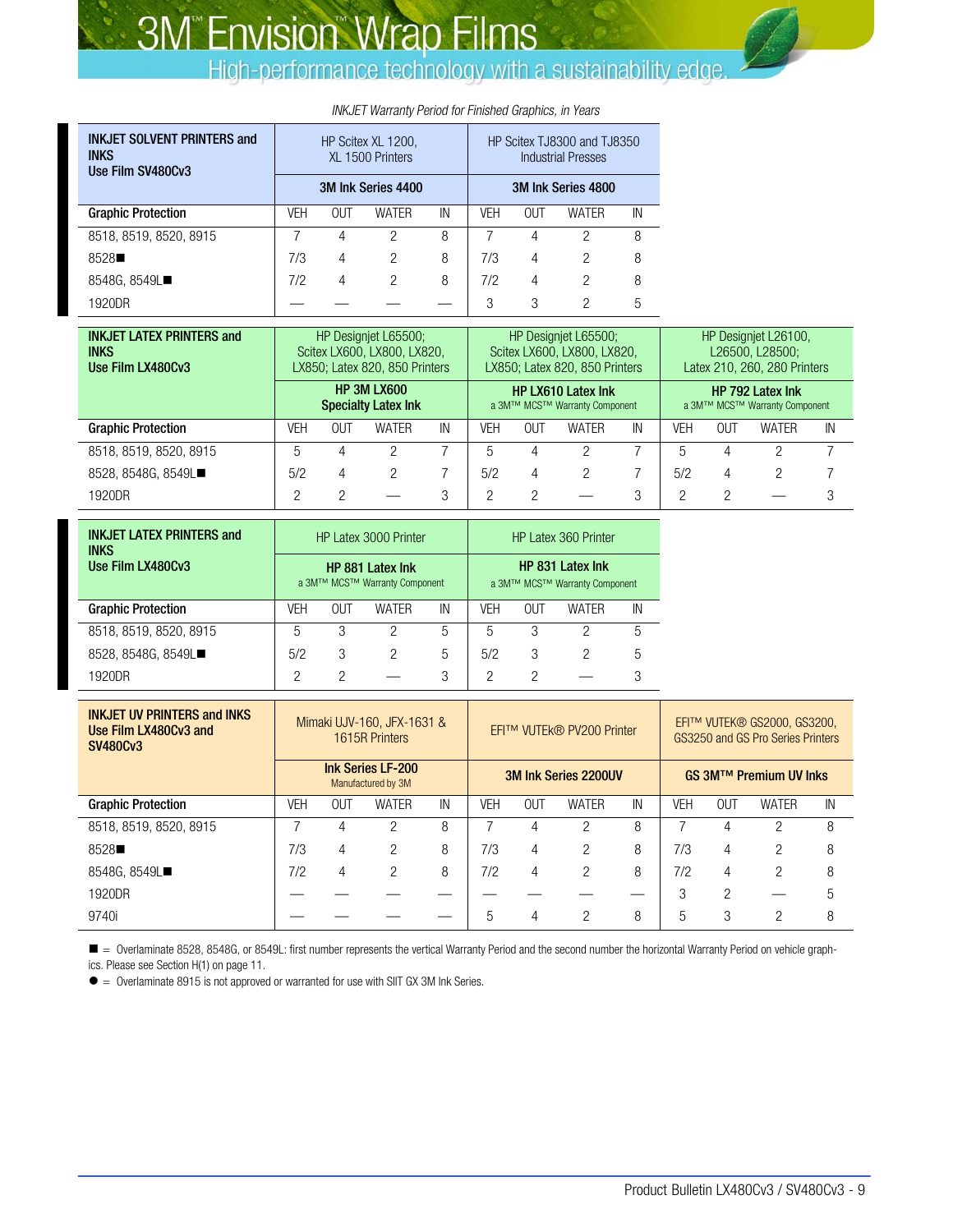# 3M™ Envision™ Wrap Films

## High-performance technology with a sustainability edge.

*INKJET Warranty Period for Finished Graphics, in Years*

| INKJET SOLVENT PRINTERS and INKS Use Film SV480Cv3 | HP Scitex XL 1200, XL 1500 Printers | | | | HP Scitex TJ8300 and TJ8350 Industrial Presses | | | |
|---|---|---|---|---|---|---|---|---|
| | **3M Ink Series 4400** | | | | **3M Ink Series 4800** | | | |
| **Graphic Protection** | VEH | OUT | WATER | IN | VEH | OUT | WATER | IN |
| 8518, 8519, 8520, 8915 | 7 | 4 | 2 | 8 | 7 | 4 | 2 | 8 |
| 8528■ | 7/3 | 4 | 2 | 8 | 7/3 | 4 | 2 | 8 |
| 8548G, 8549L■ | 7/2 | 4 | 2 | 8 | 7/2 | 4 | 2 | 8 |
| 1920DR | — | — | — | — | 3 | 3 | 2 | 5 |

| INKJET LATEX PRINTERS and INKS Use Film LX480Cv3 | HP Designjet L65500; Scitex LX600, LX800, LX820, LX850; Latex 820, 850 Printers | | | | HP Designjet L65500; Scitex LX600, LX800, LX820, LX850; Latex 820, 850 Printers | | | | HP Designjet L26100, L26500, L28500; Latex 210, 260, 280 Printers | | | |
|---|---|---|---|---|---|---|---|---|---|---|---|---|
| | **HP 3M LX600 Specialty Latex Ink** | | | | **HP LX610 Latex Ink** a 3M™ MCS™ Warranty Component | | | | **HP 792 Latex Ink** a 3M™ MCS™ Warranty Component | | | |
| **Graphic Protection** | VEH | OUT | WATER | IN | VEH | OUT | WATER | IN | VEH | OUT | WATER | IN |
| 8518, 8519, 8520, 8915 | 5 | 4 | 2 | 7 | 5 | 4 | 2 | 7 | 5 | 4 | 2 | 7 |
| 8528, 8548G, 8549L■ | 5/2 | 4 | 2 | 7 | 5/2 | 4 | 2 | 7 | 5/2 | 4 | 2 | 7 |
| 1920DR | 2 | 2 | — | 3 | 2 | 2 | — | 3 | 2 | 2 | — | 3 |

| INKJET LATEX PRINTERS and INKS Use Film LX480Cv3 | HP Latex 3000 Printer | | | | HP Latex 360 Printer | | | |
|---|---|---|---|---|---|---|---|---|
| | **HP 881 Latex Ink** a 3M™ MCS™ Warranty Component | | | | **HP 831 Latex Ink** a 3M™ MCS™ Warranty Component | | | |
| **Graphic Protection** | VEH | OUT | WATER | IN | VEH | OUT | WATER | IN |
| 8518, 8519, 8520, 8915 | 5 | 3 | 2 | 5 | 5 | 3 | 2 | 5 |
| 8528, 8548G, 8549L■ | 5/2 | 3 | 2 | 5 | 5/2 | 3 | 2 | 5 |
| 1920DR | 2 | 2 | — | 3 | 2 | 2 | — | 3 |

| INKJET UV PRINTERS and INKS Use Film LX480Cv3 and SV480Cv3 | Mimaki UJV-160, JFX-1631 & 1615R Printers | | | | EFI™ VUTEk® PV200 Printer | | | | EFI™ VUTEK® GS2000, GS3200, GS3250 and GS Pro Series Printers | | | |
|---|---|---|---|---|---|---|---|---|---|---|---|---|
| | **Ink Series LF-200** Manufactured by 3M | | | | **3M Ink Series 2200UV** | | | | **GS 3M™ Premium UV Inks** | | | |
| **Graphic Protection** | VEH | OUT | WATER | IN | VEH | OUT | WATER | IN | VEH | OUT | WATER | IN |
| 8518, 8519, 8520, 8915 | 7 | 4 | 2 | 8 | 7 | 4 | 2 | 8 | 7 | 4 | 2 | 8 |
| 8528■ | 7/3 | 4 | 2 | 8 | 7/3 | 4 | 2 | 8 | 7/3 | 4 | 2 | 8 |
| 8548G, 8549L■ | 7/2 | 4 | 2 | 8 | 7/2 | 4 | 2 | 8 | 7/2 | 4 | 2 | 8 |
| 1920DR | — | — | — | — | — | — | — | — | 3 | 2 | — | 5 |
| 9740i | — | — | — | — | 5 | 4 | 2 | 8 | 5 | 3 | 2 | 8 |

■ = Overlaminate 8528, 8548G, or 8549L: first number represents the vertical Warranty Period and the second number the horizontal Warranty Period on vehicle graphics. Please see Section H(1) on page 11.

● = Overlaminate 8915 is not approved or warranted for use with SIIT GX 3M Ink Series.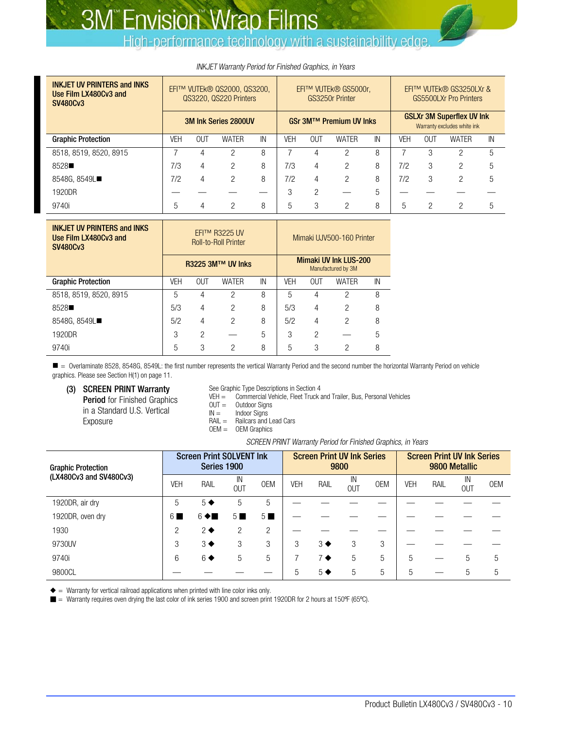*INKJET Warranty Period for Finished Graphics, in Years*

| INKJET UV PRINTERS and INKS Use Film LX480Cv3 and SV480Cv3 | EFI™ VUTEk® QS2000, QS3200, QS3220, QS220 Printers | | | | EFI™ VUTEk® GS5000r, GS3250r Printer | | | | EFI™ VUTEk® GS3250LXr & GS5500LXr Pro Printers | | | |
|---|---|---|---|---|---|---|---|---|---|---|---|---|
| | **3M Ink Series 2800UV** | | | | **GSr 3M™ Premium UV Inks** | | | | **GSLXr 3M Superflex UV Ink** Warranty excludes white ink | | | |
| **Graphic Protection** | VEH | OUT | WATER | IN | VEH | OUT | WATER | IN | VEH | OUT | WATER | IN |
| 8518, 8519, 8520, 8915 | 7 | 4 | 2 | 8 | 7 | 4 | 2 | 8 | 7 | 3 | 2 | 5 |
| 8528■ | 7/3 | 4 | 2 | 8 | 7/3 | 4 | 2 | 8 | 7/2 | 3 | 2 | 5 |
| 8548G, 8549L■ | 7/2 | 4 | 2 | 8 | 7/2 | 4 | 2 | 8 | 7/2 | 3 | 2 | 5 |
| 1920DR | — | — | — | — | 3 | 2 | — | 5 | — | — | — | — |
| 9740i | 5 | 4 | 2 | 8 | 5 | 3 | 2 | 8 | 5 | 2 | 2 | 5 |

| INKJET UV PRINTERS and INKS Use Film LX480Cv3 and SV480Cv3 | EFI™ R3225 UV Roll-to-Roll Printer | | | | Mimaki UJV500-160 Printer | | | |
|---|---|---|---|---|---|---|---|---|
| | **R3225 3M™ UV Inks** | | | | **Mimaki UV Ink LUS-200** Manufactured by 3M | | | |
| **Graphic Protection** | VEH | OUT | WATER | IN | VEH | OUT | WATER | IN |
| 8518, 8519, 8520, 8915 | 5 | 4 | 2 | 8 | 5 | 4 | 2 | 8 |
| 8528■ | 5/3 | 4 | 2 | 8 | 5/3 | 4 | 2 | 8 |
| 8548G, 8549L■ | 5/2 | 4 | 2 | 8 | 5/2 | 4 | 2 | 8 |
| 1920DR | 3 | 2 | — | 5 | 3 | 2 | — | 5 |
| 9740i | 5 | 3 | 2 | 8 | 5 | 3 | 2 | 8 |

■ = Overlaminate 8528, 8548G, 8549L: the first number represents the vertical Warranty Period and the second number the horizontal Warranty Period on vehicle graphics. Please see Section H(1) on page 11.

**(3) SCREEN PRINT Warranty Period** for Finished Graphics in a Standard U.S. Vertical Exposure

See Graphic Type Descriptions in Section 4
VEH = Commercial Vehicle, Fleet Truck and Trailer, Bus, Personal Vehicles
OUT = Outdoor Signs
IN = Indoor Signs
RAIL = Railcars and Lead Cars
OEM = OEM Graphics

*SCREEN PRINT Warranty Period for Finished Graphics, in Years*

| Graphic Protection (LX480Cv3 and SV480Cv3) | Screen Print SOLVENT Ink Series 1900 | | | | Screen Print UV Ink Series 9800 | | | | Screen Print UV Ink Series 9800 Metallic | | | |
|---|---|---|---|---|---|---|---|---|---|---|---|---|
| | VEH | RAIL | IN OUT | OEM | VEH | RAIL | IN OUT | OEM | VEH | RAIL | IN OUT | OEM |
| 1920DR, air dry | 5 | 5 ◆ | 5 | 5 | — | — | — | — | — | — | — | — |
| 1920DR, oven dry | 6 ■ | 6 ◆■ | 5 ■ | 5 ■ | — | — | — | — | — | — | — | — |
| 1930 | 2 | 2 ◆ | 2 | 2 | — | — | — | — | — | — | — | — |
| 9730UV | 3 | 3 ◆ | 3 | 3 | 3 | 3 ◆ | 3 | 3 | — | — | — | — |
| 9740i | 6 | 6 ◆ | 5 | 5 | 7 | 7 ◆ | 5 | 5 | 5 | — | 5 | 5 |
| 9800CL | — | — | — | — | 5 | 5 ◆ | 5 | 5 | 5 | — | 5 | 5 |

◆ = Warranty for vertical railroad applications when printed with line color inks only.
■ = Warranty requires oven drying the last color of ink series 1900 and screen print 1920DR for 2 hours at 150ºF (65ºC).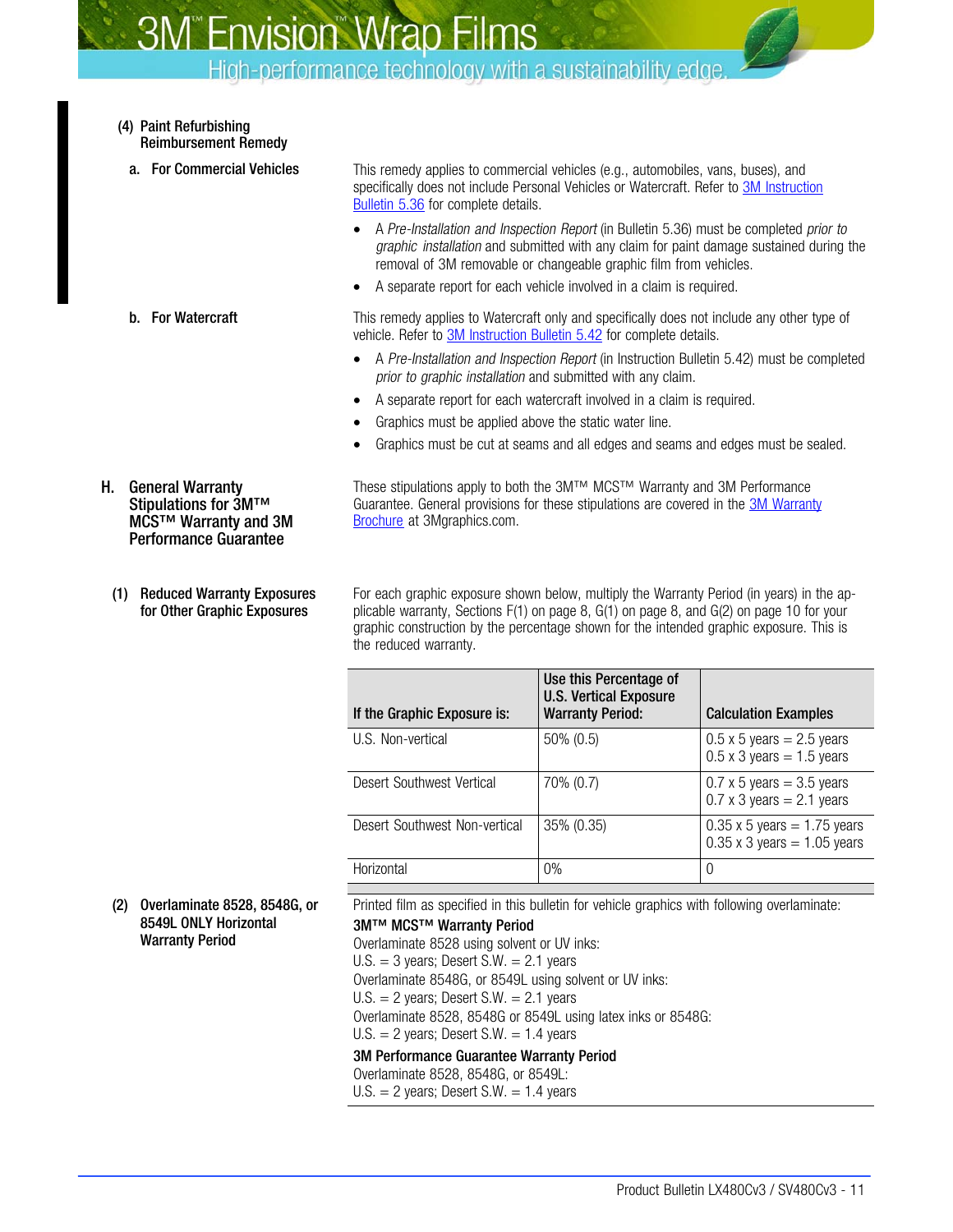#### (4) Paint Refurbishing Reimbursement Remedy

**a. For Commercial Vehicles**

This remedy applies to commercial vehicles (e.g., automobiles, vans, buses), and specifically does not include Personal Vehicles or Watercraft. Refer to 3M Instruction Bulletin 5.36 for complete details.

- A *Pre-Installation and Inspection Report* (in Bulletin 5.36) must be completed *prior to graphic installation* and submitted with any claim for paint damage sustained during the removal of 3M removable or changeable graphic film from vehicles.
- A separate report for each vehicle involved in a claim is required.

**b. For Watercraft**

This remedy applies to Watercraft only and specifically does not include any other type of vehicle. Refer to 3M Instruction Bulletin 5.42 for complete details.

- A *Pre-Installation and Inspection Report* (in Instruction Bulletin 5.42) must be completed *prior to graphic installation* and submitted with any claim.
- A separate report for each watercraft involved in a claim is required.
- Graphics must be applied above the static water line.
- Graphics must be cut at seams and all edges and seams and edges must be sealed.

### H. General Warranty Stipulations for 3M™ MCS™ Warranty and 3M Performance Guarantee

These stipulations apply to both the 3M™ MCS™ Warranty and 3M Performance Guarantee. General provisions for these stipulations are covered in the 3M Warranty Brochure at 3Mgraphics.com.

#### (1) Reduced Warranty Exposures for Other Graphic Exposures

For each graphic exposure shown below, multiply the Warranty Period (in years) in the applicable warranty, Sections F(1) on page 8, G(1) on page 8, and G(2) on page 10 for your graphic construction by the percentage shown for the intended graphic exposure. This is the reduced warranty.

| If the Graphic Exposure is: | Use this Percentage of U.S. Vertical Exposure Warranty Period: | Calculation Examples |
|---|---|---|
| U.S. Non-vertical | 50% (0.5) | 0.5 x 5 years = 2.5 years<br>0.5 x 3 years = 1.5 years |
| Desert Southwest Vertical | 70% (0.7) | 0.7 x 5 years = 3.5 years<br>0.7 x 3 years = 2.1 years |
| Desert Southwest Non-vertical | 35% (0.35) | 0.35 x 5 years = 1.75 years<br>0.35 x 3 years = 1.05 years |
| Horizontal | 0% | 0 |

#### (2) Overlaminate 8528, 8548G, or 8549L ONLY Horizontal Warranty Period

Printed film as specified in this bulletin for vehicle graphics with following overlaminate:

**3M™ MCS™ Warranty Period**

Overlaminate 8528 using solvent or UV inks:
U.S. = 3 years; Desert S.W. = 2.1 years

Overlaminate 8548G, or 8549L using solvent or UV inks:
U.S. = 2 years; Desert S.W. = 2.1 years

Overlaminate 8528, 8548G or 8549L using latex inks or 8548G:
U.S. = 2 years; Desert S.W. = 1.4 years

**3M Performance Guarantee Warranty Period**

Overlaminate 8528, 8548G, or 8549L:
U.S. = 2 years; Desert S.W. = 1.4 years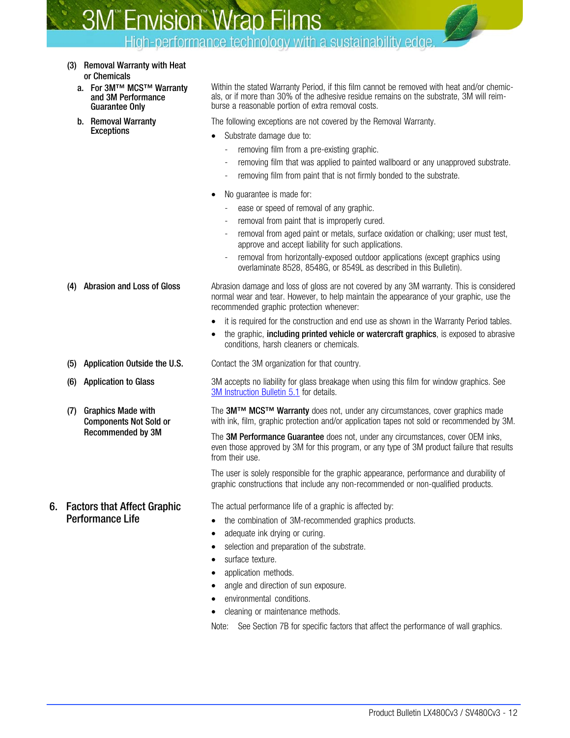#### (3) Removal Warranty with Heat or Chemicals

**a. For 3M™ MCS™ Warranty and 3M Performance Guarantee Only**

Within the stated Warranty Period, if this film cannot be removed with heat and/or chemicals, or if more than 30% of the adhesive residue remains on the substrate, 3M will reimburse a reasonable portion of extra removal costs.

**b. Removal Warranty Exceptions**

The following exceptions are not covered by the Removal Warranty.

- Substrate damage due to:
  - removing film from a pre-existing graphic.
  - removing film that was applied to painted wallboard or any unapproved substrate.
  - removing film from paint that is not firmly bonded to the substrate.
- No guarantee is made for:
  - ease or speed of removal of any graphic.
  - removal from paint that is improperly cured.
  - removal from aged paint or metals, surface oxidation or chalking; user must test, approve and accept liability for such applications.
  - removal from horizontally-exposed outdoor applications (except graphics using overlaminate 8528, 8548G, or 8549L as described in this Bulletin).

#### (4) Abrasion and Loss of Gloss

Abrasion damage and loss of gloss are not covered by any 3M warranty. This is considered normal wear and tear. However, to help maintain the appearance of your graphic, use the recommended graphic protection whenever:

- it is required for the construction and end use as shown in the Warranty Period tables.
- the graphic, **including printed vehicle or watercraft graphics**, is exposed to abrasive conditions, harsh cleaners or chemicals.

#### (5) Application Outside the U.S.

Contact the 3M organization for that country.

#### (6) Application to Glass

3M accepts no liability for glass breakage when using this film for window graphics. See 3M Instruction Bulletin 5.1 for details.

#### (7) Graphics Made with Components Not Sold or Recommended by 3M

The **3M™ MCS™ Warranty** does not, under any circumstances, cover graphics made with ink, film, graphic protection and/or application tapes not sold or recommended by 3M.

The **3M Performance Guarantee** does not, under any circumstances, cover OEM inks, even those approved by 3M for this program, or any type of 3M product failure that results from their use.

The user is solely responsible for the graphic appearance, performance and durability of graphic constructions that include any non-recommended or non-qualified products.

## 6. Factors that Affect Graphic Performance Life

The actual performance life of a graphic is affected by:

- the combination of 3M-recommended graphics products.
- adequate ink drying or curing.
- selection and preparation of the substrate.
- surface texture.
- application methods.
- angle and direction of sun exposure.
- environmental conditions.
- cleaning or maintenance methods.

Note: See Section 7B for specific factors that affect the performance of wall graphics.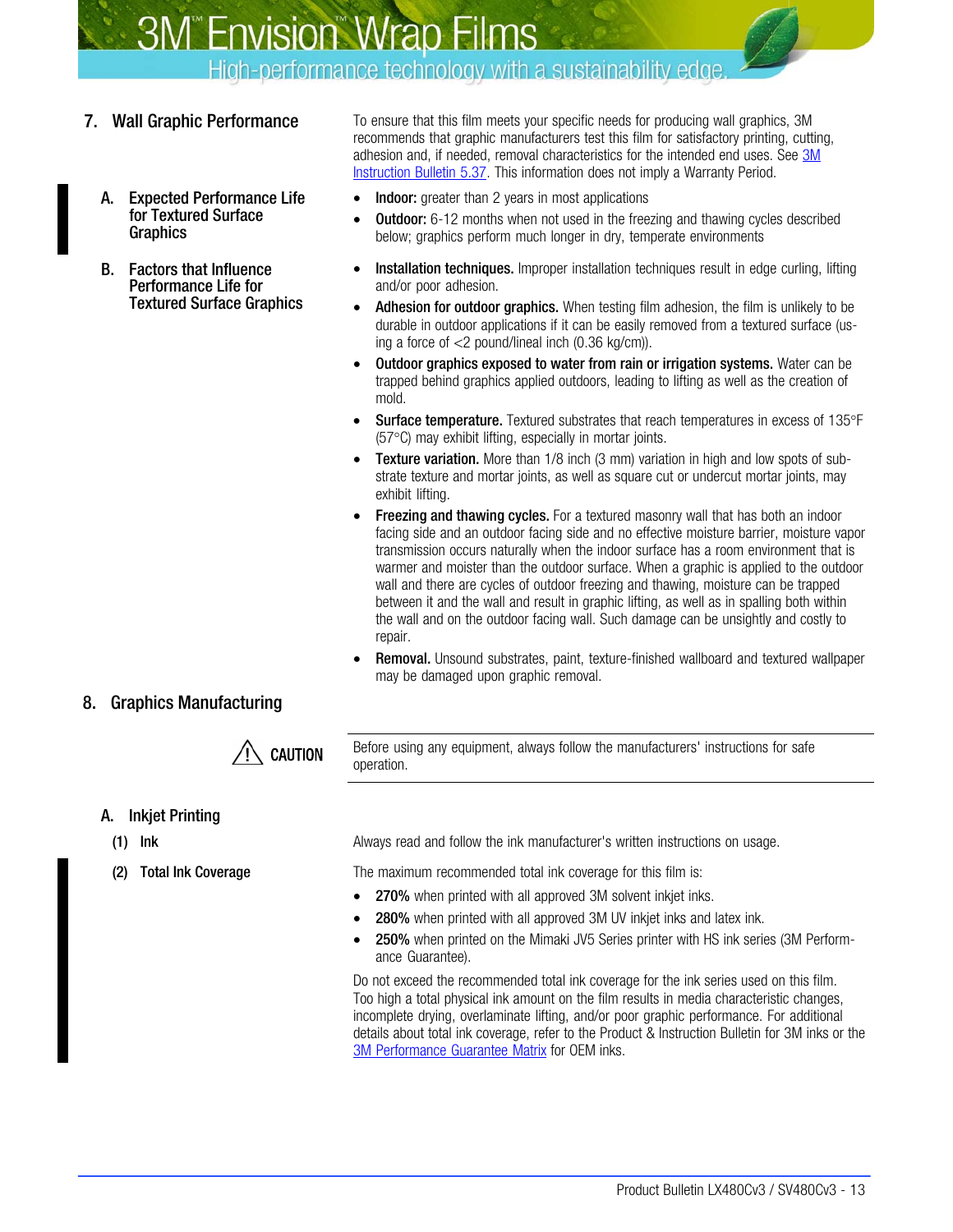## 7. Wall Graphic Performance

To ensure that this film meets your specific needs for producing wall graphics, 3M recommends that graphic manufacturers test this film for satisfactory printing, cutting, adhesion and, if needed, removal characteristics for the intended end uses. See 3M Instruction Bulletin 5.37. This information does not imply a Warranty Period.

### A. Expected Performance Life for Textured Surface Graphics

- **Indoor:** greater than 2 years in most applications
- **Outdoor:** 6-12 months when not used in the freezing and thawing cycles described below; graphics perform much longer in dry, temperate environments

### B. Factors that Influence Performance Life for Textured Surface Graphics

- **Installation techniques.** Improper installation techniques result in edge curling, lifting and/or poor adhesion.
- **Adhesion for outdoor graphics.** When testing film adhesion, the film is unlikely to be durable in outdoor applications if it can be easily removed from a textured surface (using a force of <2 pound/lineal inch (0.36 kg/cm)).
- **Outdoor graphics exposed to water from rain or irrigation systems.** Water can be trapped behind graphics applied outdoors, leading to lifting as well as the creation of mold.
- **Surface temperature.** Textured substrates that reach temperatures in excess of 135°F (57°C) may exhibit lifting, especially in mortar joints.
- **Texture variation.** More than 1/8 inch (3 mm) variation in high and low spots of substrate texture and mortar joints, as well as square cut or undercut mortar joints, may exhibit lifting.
- **Freezing and thawing cycles.** For a textured masonry wall that has both an indoor facing side and an outdoor facing side and no effective moisture barrier, moisture vapor transmission occurs naturally when the indoor surface has a room environment that is warmer and moister than the outdoor surface. When a graphic is applied to the outdoor wall and there are cycles of outdoor freezing and thawing, moisture can be trapped between it and the wall and result in graphic lifting, as well as in spalling both within the wall and on the outdoor facing wall. Such damage can be unsightly and costly to repair.
- **Removal.** Unsound substrates, paint, texture-finished wallboard and textured wallpaper may be damaged upon graphic removal.

## 8. Graphics Manufacturing

⚠ **CAUTION**

Before using any equipment, always follow the manufacturers' instructions for safe operation.

### A. Inkjet Printing

#### (1) Ink

Always read and follow the ink manufacturer's written instructions on usage.

#### (2) Total Ink Coverage

The maximum recommended total ink coverage for this film is:

- **270%** when printed with all approved 3M solvent inkjet inks.
- **280%** when printed with all approved 3M UV inkjet inks and latex ink.
- **250%** when printed on the Mimaki JV5 Series printer with HS ink series (3M Performance Guarantee).

Do not exceed the recommended total ink coverage for the ink series used on this film. Too high a total physical ink amount on the film results in media characteristic changes, incomplete drying, overlaminate lifting, and/or poor graphic performance. For additional details about total ink coverage, refer to the Product & Instruction Bulletin for 3M inks or the 3M Performance Guarantee Matrix for OEM inks.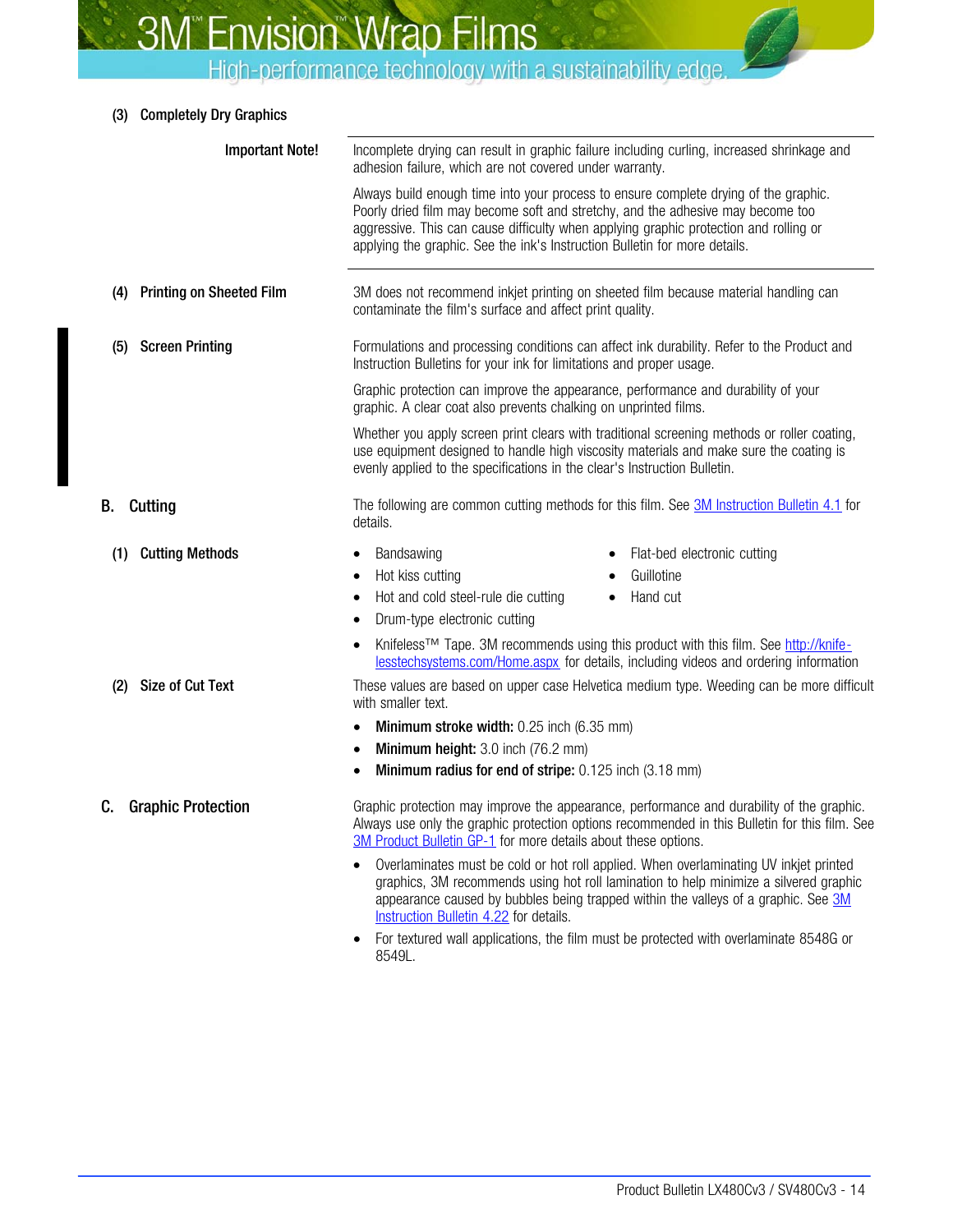### (3) Completely Dry Graphics

**Important Note!**

Incomplete drying can result in graphic failure including curling, increased shrinkage and adhesion failure, which are not covered under warranty.

Always build enough time into your process to ensure complete drying of the graphic. Poorly dried film may become soft and stretchy, and the adhesive may become too aggressive. This can cause difficulty when applying graphic protection and rolling or applying the graphic. See the ink's Instruction Bulletin for more details.

### (4) Printing on Sheeted Film

3M does not recommend inkjet printing on sheeted film because material handling can contaminate the film's surface and affect print quality.

### (5) Screen Printing

Formulations and processing conditions can affect ink durability. Refer to the Product and Instruction Bulletins for your ink for limitations and proper usage.

Graphic protection can improve the appearance, performance and durability of your graphic. A clear coat also prevents chalking on unprinted films.

Whether you apply screen print clears with traditional screening methods or roller coating, use equipment designed to handle high viscosity materials and make sure the coating is evenly applied to the specifications in the clear's Instruction Bulletin.

## B. Cutting

The following are common cutting methods for this film. See [3M Instruction Bulletin 4.1] for details.

### (1) Cutting Methods

- Bandsawing
- Hot kiss cutting
- Hot and cold steel-rule die cutting
- Drum-type electronic cutting
- Flat-bed electronic cutting
- Guillotine
- Hand cut
- Knifeless™ Tape. 3M recommends using this product with this film. See http://knife-lesstechsystems.com/Home.aspx for details, including videos and ordering information

### (2) Size of Cut Text

These values are based on upper case Helvetica medium type. Weeding can be more difficult with smaller text.

- **Minimum stroke width:** 0.25 inch (6.35 mm)
- **Minimum height:** 3.0 inch (76.2 mm)
- **Minimum radius for end of stripe:** 0.125 inch (3.18 mm)

## C. Graphic Protection

Graphic protection may improve the appearance, performance and durability of the graphic. Always use only the graphic protection options recommended in this Bulletin for this film. See [3M Product Bulletin GP-1] for more details about these options.

- Overlaminates must be cold or hot roll applied. When overlaminating UV inkjet printed graphics, 3M recommends using hot roll lamination to help minimize a silvered graphic appearance caused by bubbles being trapped within the valleys of a graphic. See [3M Instruction Bulletin 4.22] for details.
- For textured wall applications, the film must be protected with overlaminate 8548G or 8549L.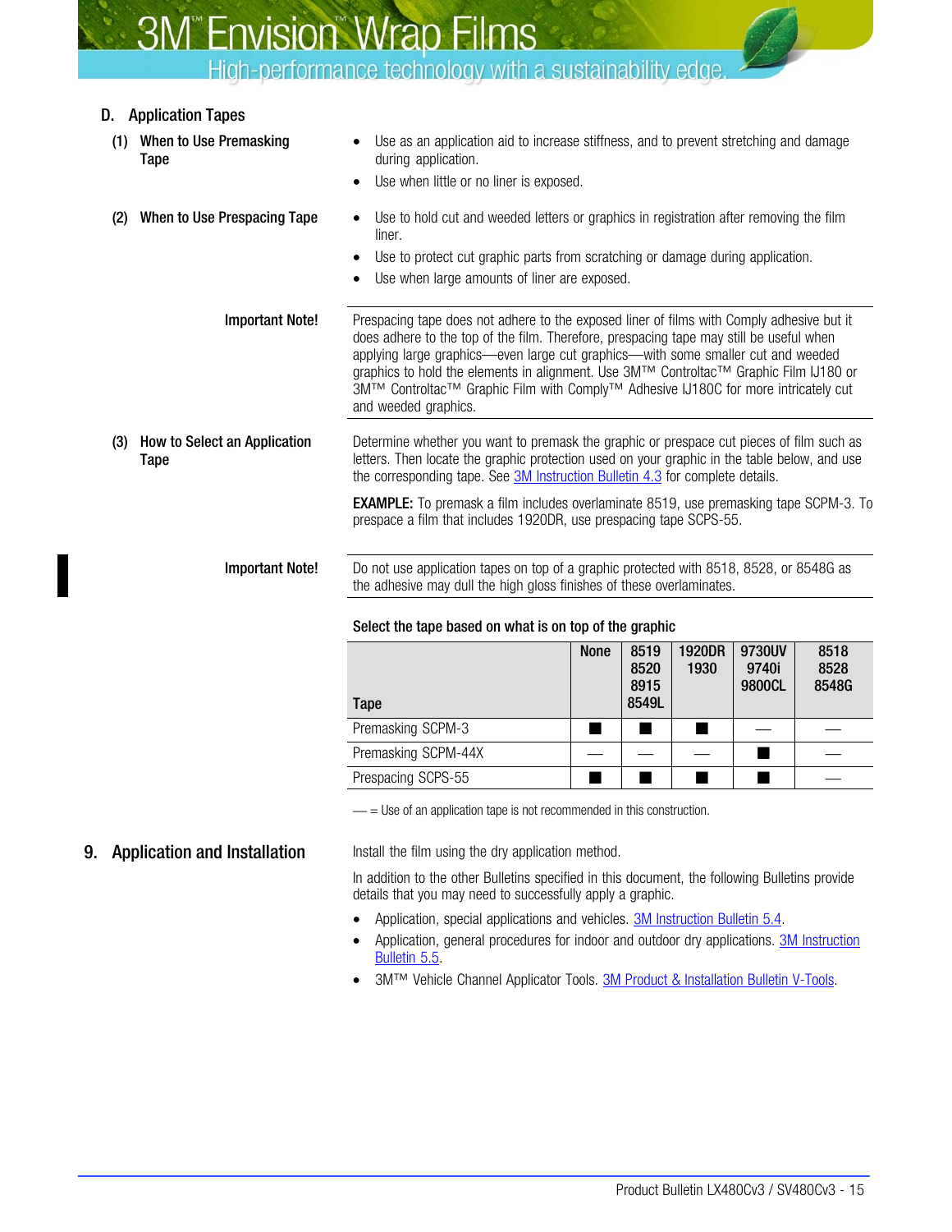### D. Application Tapes

**(1) When to Use Premasking Tape**

- Use as an application aid to increase stiffness, and to prevent stretching and damage during application.
- Use when little or no liner is exposed.

**(2) When to Use Prespacing Tape**

- Use to hold cut and weeded letters or graphics in registration after removing the film liner.
- Use to protect cut graphic parts from scratching or damage during application.
- Use when large amounts of liner are exposed.

**Important Note!** Prespacing tape does not adhere to the exposed liner of films with Comply adhesive but it does adhere to the top of the film. Therefore, prespacing tape may still be useful when applying large graphics—even large cut graphics—with some smaller cut and weeded graphics to hold the elements in alignment. Use 3M™ Controltac™ Graphic Film IJ180 or 3M™ Controltac™ Graphic Film with Comply™ Adhesive IJ180C for more intricately cut and weeded graphics.

**(3) How to Select an Application Tape**

Determine whether you want to premask the graphic or prespace cut pieces of film such as letters. Then locate the graphic protection used on your graphic in the table below, and use the corresponding tape. See 3M Instruction Bulletin 4.3 for complete details.

**EXAMPLE:** To premask a film includes overlaminate 8519, use premasking tape SCPM-3. To prespace a film that includes 1920DR, use prespacing tape SCPS-55.

**Important Note!** Do not use application tapes on top of a graphic protected with 8518, 8528, or 8548G as the adhesive may dull the high gloss finishes of these overlaminates.

**Select the tape based on what is on top of the graphic**

| Tape | None | 8519 8520 8915 8549L | 1920DR 1930 | 9730UV 9740i 9800CL | 8518 8528 8548G |
|---|---|---|---|---|---|
| Premasking SCPM-3 | ■ | ■ | ■ | — | — |
| Premasking SCPM-44X | — | — | — | ■ | — |
| Prespacing SCPS-55 | ■ | ■ | ■ | ■ | — |

— = Use of an application tape is not recommended in this construction.

## 9. Application and Installation

Install the film using the dry application method.

In addition to the other Bulletins specified in this document, the following Bulletins provide details that you may need to successfully apply a graphic.

- Application, special applications and vehicles. 3M Instruction Bulletin 5.4.
- Application, general procedures for indoor and outdoor dry applications. 3M Instruction Bulletin 5.5.
- 3M™ Vehicle Channel Applicator Tools. 3M Product & Installation Bulletin V-Tools.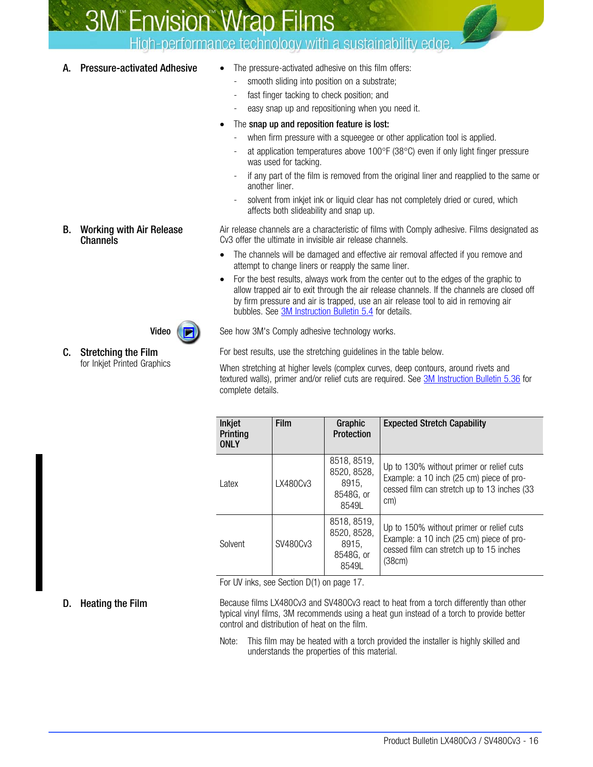## A. Pressure-activated Adhesive

- The pressure-activated adhesive on this film offers:
  - smooth sliding into position on a substrate;
  - fast finger tacking to check position; and
  - easy snap up and repositioning when you need it.
- The **snap up and reposition feature is lost:**
  - when firm pressure with a squeegee or other application tool is applied.
  - at application temperatures above 100°F (38°C) even if only light finger pressure was used for tacking.
  - if any part of the film is removed from the original liner and reapplied to the same or another liner.
  - solvent from inkjet ink or liquid clear has not completely dried or cured, which affects both slideability and snap up.

## B. Working with Air Release Channels

Air release channels are a characteristic of films with Comply adhesive. Films designated as Cv3 offer the ultimate in invisible air release channels.

- The channels will be damaged and effective air removal affected if you remove and attempt to change liners or reapply the same liner.
- For the best results, always work from the center out to the edges of the graphic to allow trapped air to exit through the air release channels. If the channels are closed off by firm pressure and air is trapped, use an air release tool to aid in removing air bubbles. See 3M Instruction Bulletin 5.4 for details.

**Video**

See how 3M's Comply adhesive technology works.

## C. Stretching the Film for Inkjet Printed Graphics

For best results, use the stretching guidelines in the table below.

When stretching at higher levels (complex curves, deep contours, around rivets and textured walls), primer and/or relief cuts are required. See 3M Instruction Bulletin 5.36 for complete details.

| Inkjet Printing ONLY | Film | Graphic Protection | Expected Stretch Capability |
|---|---|---|---|
| Latex | LX480Cv3 | 8518, 8519, 8520, 8528, 8915, 8548G, or 8549L | Up to 130% without primer or relief cuts Example: a 10 inch (25 cm) piece of processed film can stretch up to 13 inches (33 cm) |
| Solvent | SV480Cv3 | 8518, 8519, 8520, 8528, 8915, 8548G, or 8549L | Up to 150% without primer or relief cuts Example: a 10 inch (25 cm) piece of processed film can stretch up to 15 inches (38cm) |

For UV inks, see Section D(1) on page 17.

## D. Heating the Film

Because films LX480Cv3 and SV480Cv3 react to heat from a torch differently than other typical vinyl films, 3M recommends using a heat gun instead of a torch to provide better control and distribution of heat on the film.

Note: This film may be heated with a torch provided the installer is highly skilled and understands the properties of this material.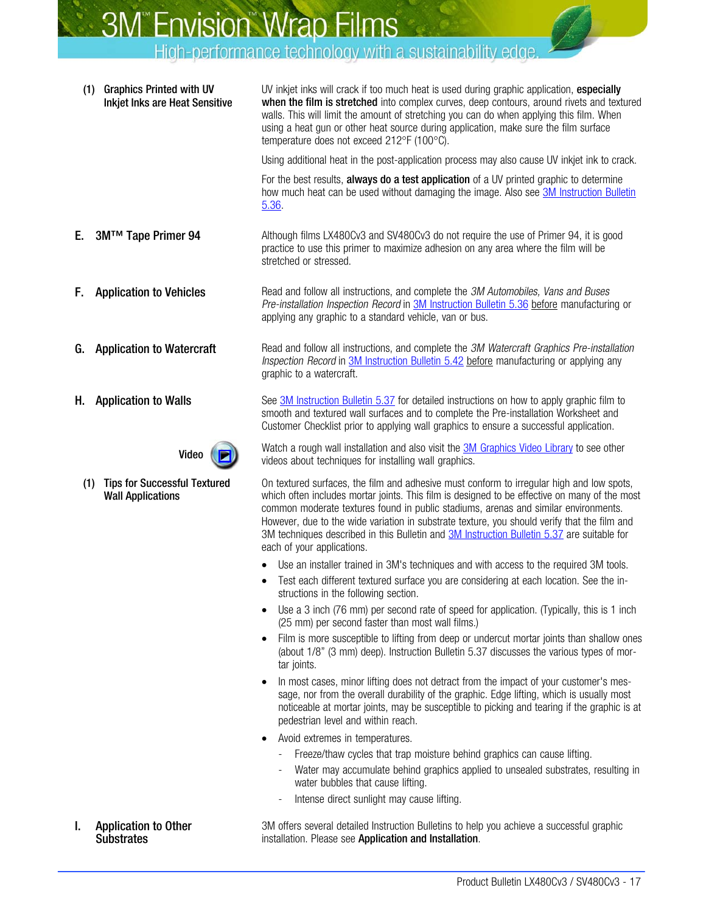### (1) Graphics Printed with UV Inkjet Inks are Heat Sensitive

UV inkjet inks will crack if too much heat is used during graphic application, **especially when the film is stretched** into complex curves, deep contours, around rivets and textured walls. This will limit the amount of stretching you can do when applying this film. When using a heat gun or other heat source during application, make sure the film surface temperature does not exceed 212°F (100°C).

Using additional heat in the post-application process may also cause UV inkjet ink to crack.

For the best results, **always do a test application** of a UV printed graphic to determine how much heat can be used without damaging the image. Also see 3M Instruction Bulletin 5.36.

## E. 3M™ Tape Primer 94

Although films LX480Cv3 and SV480Cv3 do not require the use of Primer 94, it is good practice to use this primer to maximize adhesion on any area where the film will be stretched or stressed.

## F. Application to Vehicles

Read and follow all instructions, and complete the *3M Automobiles, Vans and Buses Pre-installation Inspection Record* in 3M Instruction Bulletin 5.36 before manufacturing or applying any graphic to a standard vehicle, van or bus.

## G. Application to Watercraft

Read and follow all instructions, and complete the *3M Watercraft Graphics Pre-installation Inspection Record* in 3M Instruction Bulletin 5.42 before manufacturing or applying any graphic to a watercraft.

## H. Application to Walls

See 3M Instruction Bulletin 5.37 for detailed instructions on how to apply graphic film to smooth and textured wall surfaces and to complete the Pre-installation Worksheet and Customer Checklist prior to applying wall graphics to ensure a successful application.

**Video**

Watch a rough wall installation and also visit the 3M Graphics Video Library to see other videos about techniques for installing wall graphics.

### (1) Tips for Successful Textured Wall Applications

On textured surfaces, the film and adhesive must conform to irregular high and low spots, which often includes mortar joints. This film is designed to be effective on many of the most common moderate textures found in public stadiums, arenas and similar environments. However, due to the wide variation in substrate texture, you should verify that the film and 3M techniques described in this Bulletin and 3M Instruction Bulletin 5.37 are suitable for each of your applications.

- Use an installer trained in 3M's techniques and with access to the required 3M tools.
- Test each different textured surface you are considering at each location. See the instructions in the following section.
- Use a 3 inch (76 mm) per second rate of speed for application. (Typically, this is 1 inch (25 mm) per second faster than most wall films.)
- Film is more susceptible to lifting from deep or undercut mortar joints than shallow ones (about 1/8" (3 mm) deep). Instruction Bulletin 5.37 discusses the various types of mortar joints.
- In most cases, minor lifting does not detract from the impact of your customer's message, nor from the overall durability of the graphic. Edge lifting, which is usually most noticeable at mortar joints, may be susceptible to picking and tearing if the graphic is at pedestrian level and within reach.
- Avoid extremes in temperatures.
  - Freeze/thaw cycles that trap moisture behind graphics can cause lifting.
  - Water may accumulate behind graphics applied to unsealed substrates, resulting in water bubbles that cause lifting.
  - Intense direct sunlight may cause lifting.

## I. Application to Other Substrates

3M offers several detailed Instruction Bulletins to help you achieve a successful graphic installation. Please see **Application and Installation**.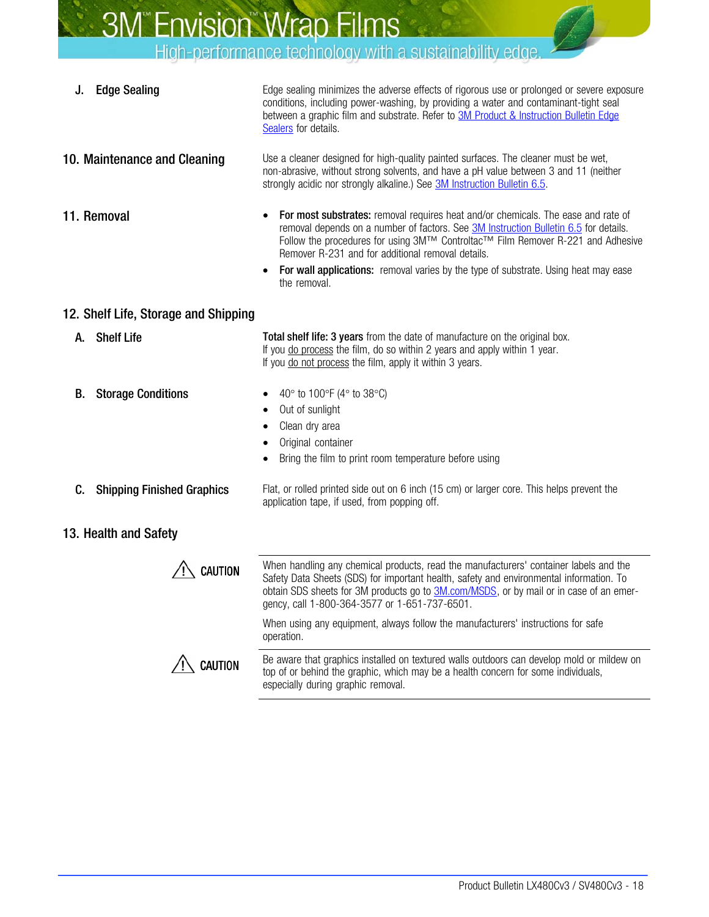### J. Edge Sealing

Edge sealing minimizes the adverse effects of rigorous use or prolonged or severe exposure conditions, including power-washing, by providing a water and contaminant-tight seal between a graphic film and substrate. Refer to 3M Product & Instruction Bulletin Edge Sealers for details.

## 10. Maintenance and Cleaning

Use a cleaner designed for high-quality painted surfaces. The cleaner must be wet, non-abrasive, without strong solvents, and have a pH value between 3 and 11 (neither strongly acidic nor strongly alkaline.) See 3M Instruction Bulletin 6.5.

## 11. Removal

- **For most substrates:** removal requires heat and/or chemicals. The ease and rate of removal depends on a number of factors. See 3M Instruction Bulletin 6.5 for details. Follow the procedures for using 3M™ Controltac™ Film Remover R-221 and Adhesive Remover R-231 and for additional removal details.
- **For wall applications:** removal varies by the type of substrate. Using heat may ease the removal.

## 12. Shelf Life, Storage and Shipping

### A. Shelf Life

**Total shelf life: 3 years** from the date of manufacture on the original box.
If you do process the film, do so within 2 years and apply within 1 year.
If you do not process the film, apply it within 3 years.

### B. Storage Conditions

- 40° to 100°F (4° to 38°C)
- Out of sunlight
- Clean dry area
- Original container
- Bring the film to print room temperature before using

### C. Shipping Finished Graphics

Flat, or rolled printed side out on 6 inch (15 cm) or larger core. This helps prevent the application tape, if used, from popping off.

## 13. Health and Safety

⚠ **CAUTION**

When handling any chemical products, read the manufacturers' container labels and the Safety Data Sheets (SDS) for important health, safety and environmental information. To obtain SDS sheets for 3M products go to 3M.com/MSDS, or by mail or in case of an emergency, call 1-800-364-3577 or 1-651-737-6501.

When using any equipment, always follow the manufacturers' instructions for safe operation.

⚠ **CAUTION**

Be aware that graphics installed on textured walls outdoors can develop mold or mildew on top of or behind the graphic, which may be a health concern for some individuals, especially during graphic removal.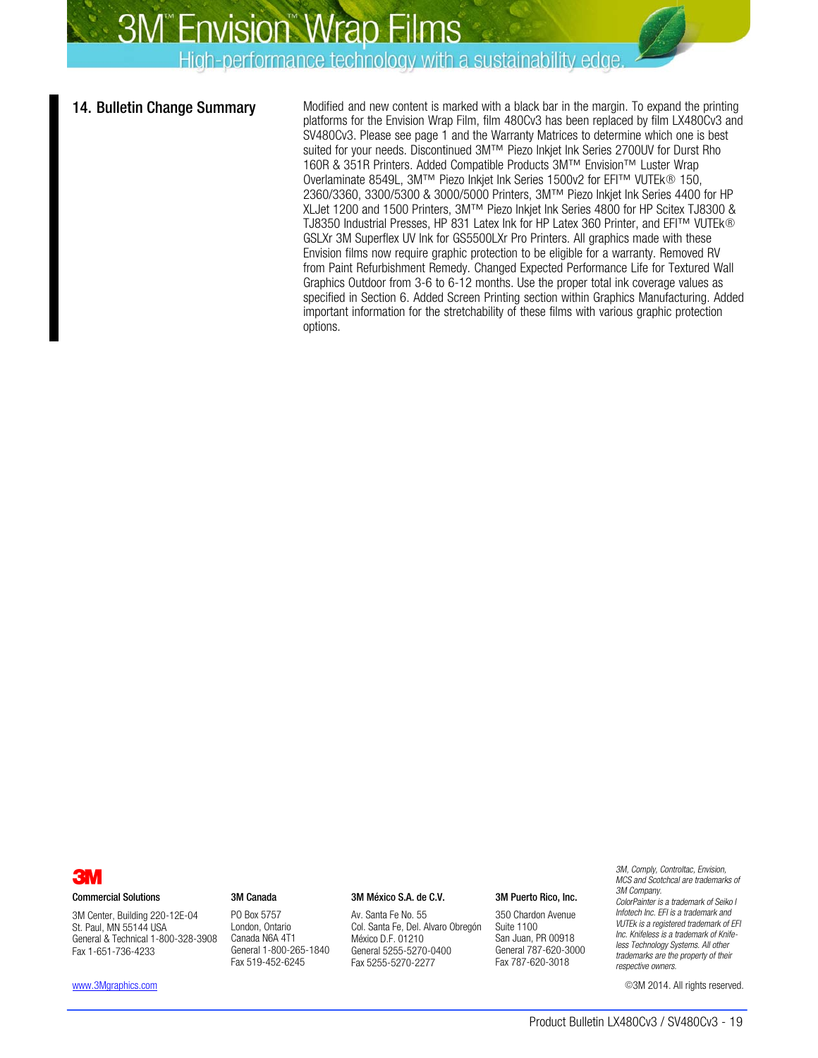## 14. Bulletin Change Summary

Modified and new content is marked with a black bar in the margin. To expand the printing platforms for the Envision Wrap Film, film 480Cv3 has been replaced by film LX480Cv3 and SV480Cv3. Please see page 1 and the Warranty Matrices to determine which one is best suited for your needs. Discontinued 3M™ Piezo Inkjet Ink Series 2700UV for Durst Rho 160R & 351R Printers. Added Compatible Products 3M™ Envision™ Luster Wrap Overlaminate 8549L, 3M™ Piezo Inkjet Ink Series 1500v2 for EFI™ VUTEk® 150, 2360/3360, 3300/5300 & 3000/5000 Printers, 3M™ Piezo Inkjet Ink Series 4400 for HP XLJet 1200 and 1500 Printers, 3M™ Piezo Inkjet Ink Series 4800 for HP Scitex TJ8300 & TJ8350 Industrial Presses, HP 831 Latex Ink for HP Latex 360 Printer, and EFI™ VUTEk® GSLXr 3M Superflex UV Ink for GS5500LXr Pro Printers. All graphics made with these Envision films now require graphic protection to be eligible for a warranty. Removed RV from Paint Refurbishment Remedy. Changed Expected Performance Life for Textured Wall Graphics Outdoor from 3-6 to 6-12 months. Use the proper total ink coverage values as specified in Section 6. Added Screen Printing section within Graphics Manufacturing. Added important information for the stretchability of these films with various graphic protection options.

**3M**

**Commercial Solutions**
3M Center, Building 220-12E-04
St. Paul, MN 55144 USA
General & Technical 1-800-328-3908
Fax 1-651-736-4233

**3M Canada**
PO Box 5757
London, Ontario
Canada N6A 4T1
General 1-800-265-1840
Fax 519-452-6245

**3M México S.A. de C.V.**
Av. Santa Fe No. 55
Col. Santa Fe, Del. Alvaro Obregón
México D.F. 01210
General 5255-5270-0400
Fax 5255-5270-2277

**3M Puerto Rico, Inc.**
350 Chardon Avenue
Suite 1100
San Juan, PR 00918
General 787-620-3000
Fax 787-620-3018

*3M, Comply, Controltac, Envision, MCS and Scotchcal are trademarks of 3M Company. ColorPainter is a trademark of Seiko I Infotech Inc. EFI is a trademark and VUTEk is a registered trademark of EFI Inc. Knifeless is a trademark of Knifeless Technology Systems. All other trademarks are the property of their respective owners.*

www.3Mgraphics.com

©3M 2014. All rights reserved.